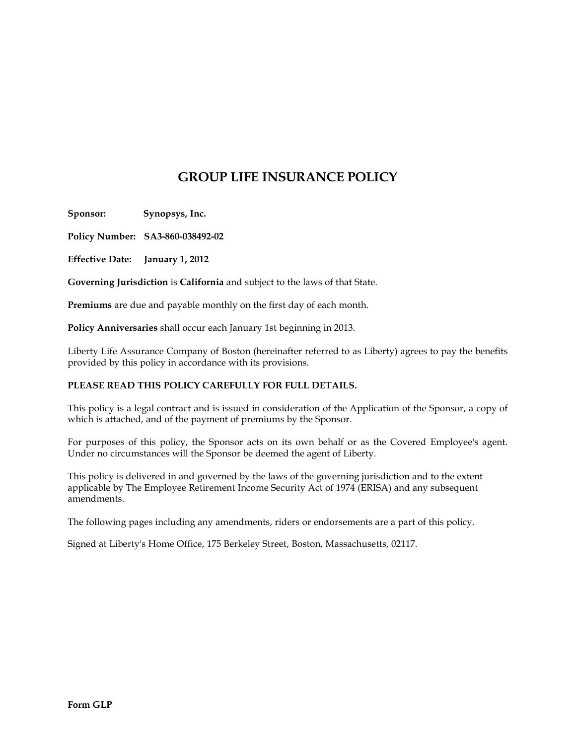# GROUP LIFE INSURANCE POLICY

**Sponsor:** **Synopsys, Inc.**

**Policy Number:** **SA3-860-038492-02**

**Effective Date:** **January 1, 2012**

**Governing Jurisdiction** is **California** and subject to the laws of that State.

**Premiums** are due and payable monthly on the first day of each month.

**Policy Anniversaries** shall occur each January 1st beginning in 2013.

Liberty Life Assurance Company of Boston (hereinafter referred to as Liberty) agrees to pay the benefits provided by this policy in accordance with its provisions.

**PLEASE READ THIS POLICY CAREFULLY FOR FULL DETAILS.**

This policy is a legal contract and is issued in consideration of the Application of the Sponsor, a copy of which is attached, and of the payment of premiums by the Sponsor.

For purposes of this policy, the Sponsor acts on its own behalf or as the Covered Employee's agent. Under no circumstances will the Sponsor be deemed the agent of Liberty.

This policy is delivered in and governed by the laws of the governing jurisdiction and to the extent applicable by The Employee Retirement Income Security Act of 1974 (ERISA) and any subsequent amendments.

The following pages including any amendments, riders or endorsements are a part of this policy.

Signed at Liberty's Home Office, 175 Berkeley Street, Boston, Massachusetts, 02117.

**Form GLP**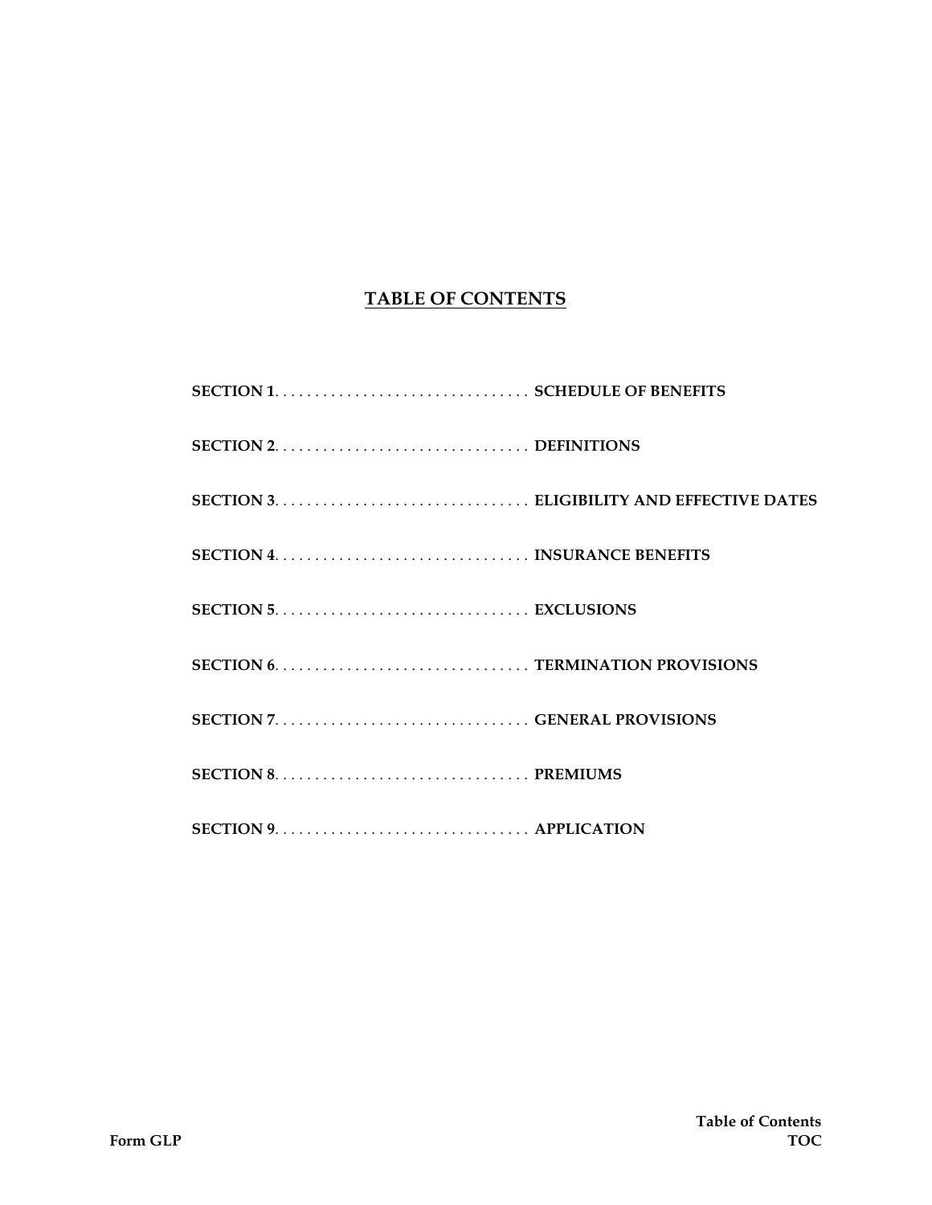## TABLE OF CONTENTS

**SECTION 1**. . . . . . . . . . . . . . . . . . . . . . . . . . . . . . . . **SCHEDULE OF BENEFITS**

**SECTION 2**. . . . . . . . . . . . . . . . . . . . . . . . . . . . . . . . **DEFINITIONS**

**SECTION 3**. . . . . . . . . . . . . . . . . . . . . . . . . . . . . . . . **ELIGIBILITY AND EFFECTIVE DATES**

**SECTION 4**. . . . . . . . . . . . . . . . . . . . . . . . . . . . . . . . **INSURANCE BENEFITS**

**SECTION 5**. . . . . . . . . . . . . . . . . . . . . . . . . . . . . . . . **EXCLUSIONS**

**SECTION 6**. . . . . . . . . . . . . . . . . . . . . . . . . . . . . . . . **TERMINATION PROVISIONS**

**SECTION 7**. . . . . . . . . . . . . . . . . . . . . . . . . . . . . . . . **GENERAL PROVISIONS**

**SECTION 8**. . . . . . . . . . . . . . . . . . . . . . . . . . . . . . . . **PREMIUMS**

**SECTION 9**. . . . . . . . . . . . . . . . . . . . . . . . . . . . . . . . **APPLICATION**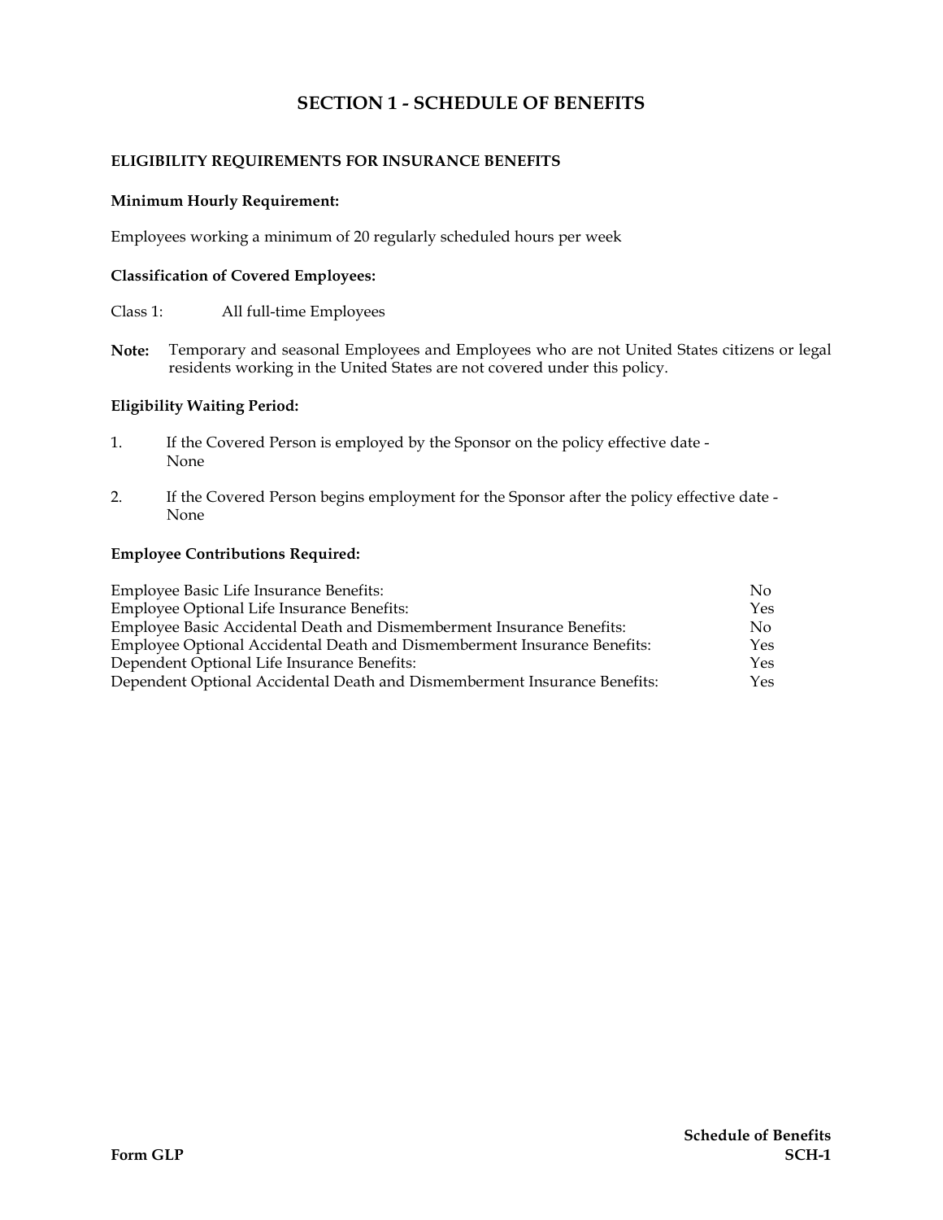# SECTION 1 - SCHEDULE OF BENEFITS

## ELIGIBILITY REQUIREMENTS FOR INSURANCE BENEFITS

### Minimum Hourly Requirement:

Employees working a minimum of 20 regularly scheduled hours per week

### Classification of Covered Employees:

Class 1: All full-time Employees

**Note:** Temporary and seasonal Employees and Employees who are not United States citizens or legal residents working in the United States are not covered under this policy.

### Eligibility Waiting Period:

1. If the Covered Person is employed by the Sponsor on the policy effective date - None
2. If the Covered Person begins employment for the Sponsor after the policy effective date - None

### Employee Contributions Required:

| | |
|---|---|
| Employee Basic Life Insurance Benefits: | No |
| Employee Optional Life Insurance Benefits: | Yes |
| Employee Basic Accidental Death and Dismemberment Insurance Benefits: | No |
| Employee Optional Accidental Death and Dismemberment Insurance Benefits: | Yes |
| Dependent Optional Life Insurance Benefits: | Yes |
| Dependent Optional Accidental Death and Dismemberment Insurance Benefits: | Yes |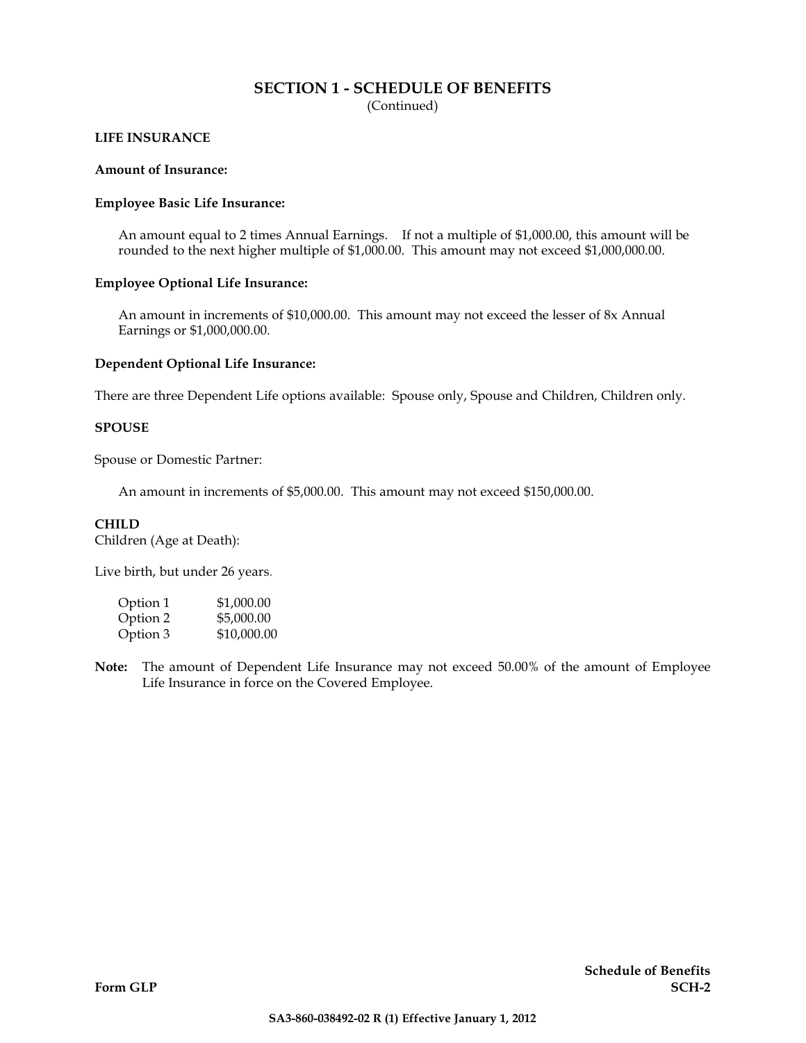## SECTION 1 - SCHEDULE OF BENEFITS

(Continued)

**LIFE INSURANCE**

**Amount of Insurance:**

**Employee Basic Life Insurance:**

An amount equal to 2 times Annual Earnings. If not a multiple of $1,000.00, this amount will be rounded to the next higher multiple of $1,000.00. This amount may not exceed $1,000,000.00.

**Employee Optional Life Insurance:**

An amount in increments of $10,000.00. This amount may not exceed the lesser of 8x Annual Earnings or $1,000,000.00.

**Dependent Optional Life Insurance:**

There are three Dependent Life options available: Spouse only, Spouse and Children, Children only.

**SPOUSE**

Spouse or Domestic Partner:

An amount in increments of $5,000.00. This amount may not exceed $150,000.00.

**CHILD**

Children (Age at Death):

Live birth, but under 26 years.

| | |
|---|---|
| Option 1 | $1,000.00 |
| Option 2 | $5,000.00 |
| Option 3 | $10,000.00 |

**Note:** The amount of Dependent Life Insurance may not exceed 50.00% of the amount of Employee Life Insurance in force on the Covered Employee.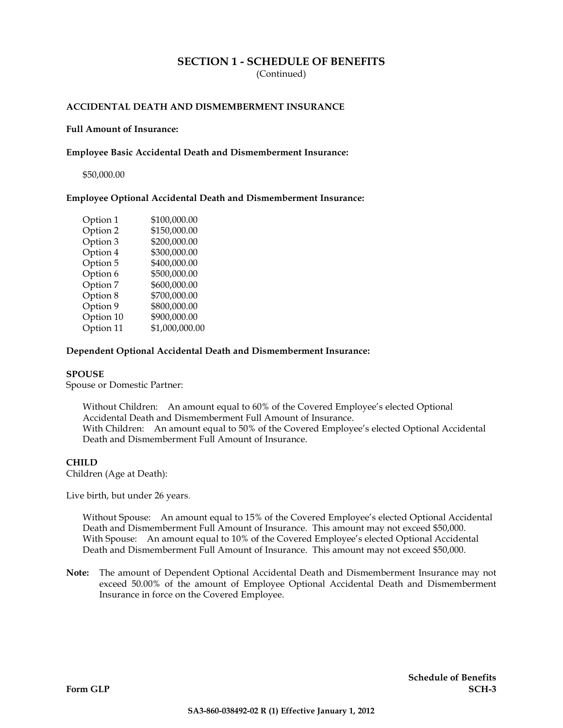## SECTION 1 - SCHEDULE OF BENEFITS
(Continued)

**ACCIDENTAL DEATH AND DISMEMBERMENT INSURANCE**

**Full Amount of Insurance:**

**Employee Basic Accidental Death and Dismemberment Insurance:**

$50,000.00

**Employee Optional Accidental Death and Dismemberment Insurance:**

| | |
|---|---|
| Option 1 | $100,000.00 |
| Option 2 | $150,000.00 |
| Option 3 | $200,000.00 |
| Option 4 | $300,000.00 |
| Option 5 | $400,000.00 |
| Option 6 | $500,000.00 |
| Option 7 | $600,000.00 |
| Option 8 | $700,000.00 |
| Option 9 | $800,000.00 |
| Option 10 | $900,000.00 |
| Option 11 | $1,000,000.00 |

**Dependent Optional Accidental Death and Dismemberment Insurance:**

**SPOUSE**
Spouse or Domestic Partner:

Without Children: An amount equal to 60% of the Covered Employee's elected Optional Accidental Death and Dismemberment Full Amount of Insurance.
With Children: An amount equal to 50% of the Covered Employee's elected Optional Accidental Death and Dismemberment Full Amount of Insurance.

**CHILD**
Children (Age at Death):

Live birth, but under 26 years.

Without Spouse: An amount equal to 15% of the Covered Employee's elected Optional Accidental Death and Dismemberment Full Amount of Insurance. This amount may not exceed $50,000.
With Spouse: An amount equal to 10% of the Covered Employee's elected Optional Accidental Death and Dismemberment Full Amount of Insurance. This amount may not exceed $50,000.

**Note:** The amount of Dependent Optional Accidental Death and Dismemberment Insurance may not exceed 50.00% of the amount of Employee Optional Accidental Death and Dismemberment Insurance in force on the Covered Employee.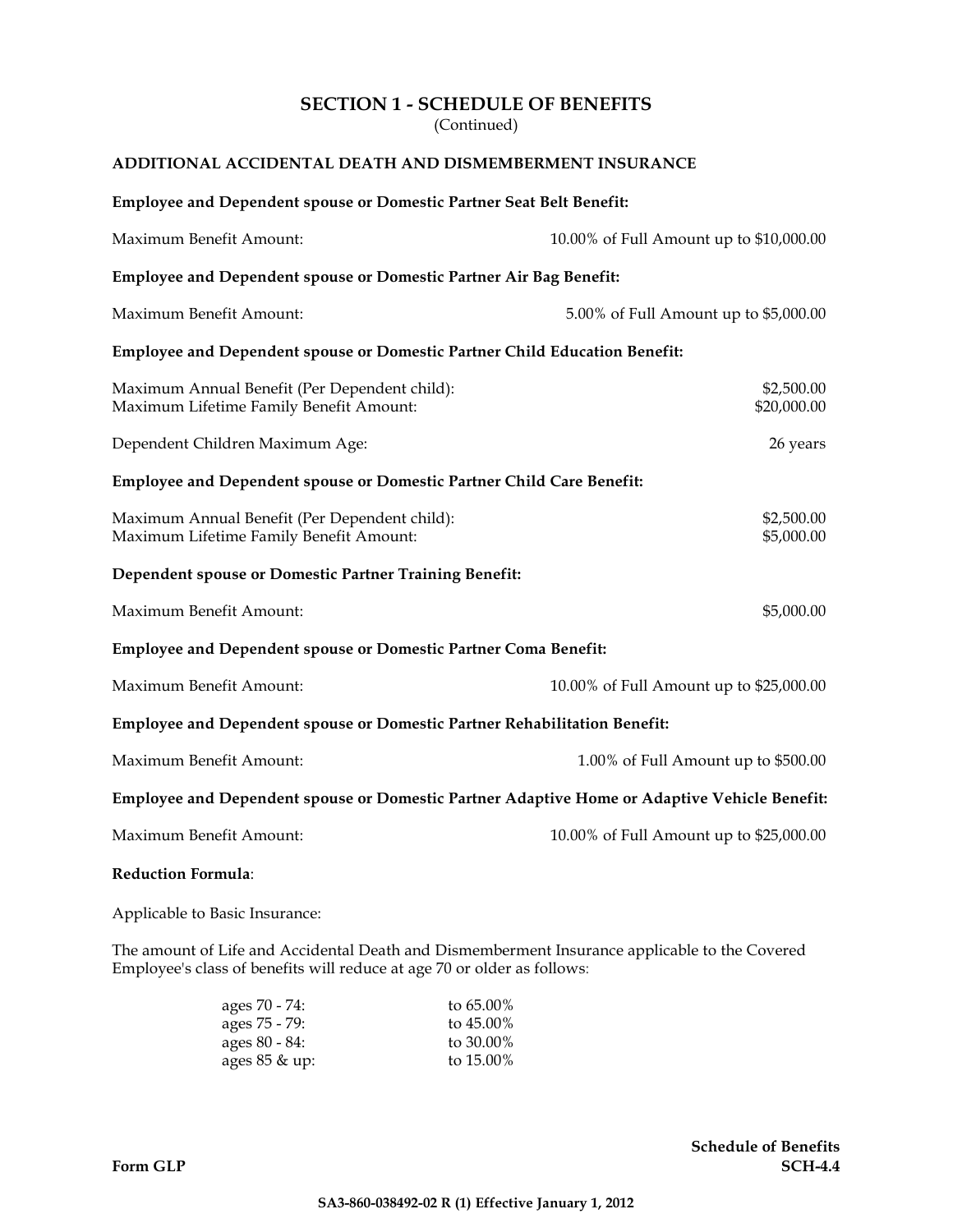## SECTION 1 - SCHEDULE OF BENEFITS
(Continued)

**ADDITIONAL ACCIDENTAL DEATH AND DISMEMBERMENT INSURANCE**

**Employee and Dependent spouse or Domestic Partner Seat Belt Benefit:**

Maximum Benefit Amount: 10.00% of Full Amount up to $10,000.00

**Employee and Dependent spouse or Domestic Partner Air Bag Benefit:**

Maximum Benefit Amount: 5.00% of Full Amount up to $5,000.00

**Employee and Dependent spouse or Domestic Partner Child Education Benefit:**

Maximum Annual Benefit (Per Dependent child): $2,500.00
Maximum Lifetime Family Benefit Amount: $20,000.00

Dependent Children Maximum Age: 26 years

**Employee and Dependent spouse or Domestic Partner Child Care Benefit:**

Maximum Annual Benefit (Per Dependent child): $2,500.00
Maximum Lifetime Family Benefit Amount: $5,000.00

**Dependent spouse or Domestic Partner Training Benefit:**

Maximum Benefit Amount: $5,000.00

**Employee and Dependent spouse or Domestic Partner Coma Benefit:**

Maximum Benefit Amount: 10.00% of Full Amount up to $25,000.00

**Employee and Dependent spouse or Domestic Partner Rehabilitation Benefit:**

Maximum Benefit Amount: 1.00% of Full Amount up to $500.00

**Employee and Dependent spouse or Domestic Partner Adaptive Home or Adaptive Vehicle Benefit:**

Maximum Benefit Amount: 10.00% of Full Amount up to $25,000.00

**Reduction Formula**:

Applicable to Basic Insurance:

The amount of Life and Accidental Death and Dismemberment Insurance applicable to the Covered Employee's class of benefits will reduce at age 70 or older as follows:

| | |
|---|---|
| ages 70 - 74: | to 65.00% |
| ages 75 - 79: | to 45.00% |
| ages 80 - 84: | to 30.00% |
| ages 85 & up: | to 15.00% |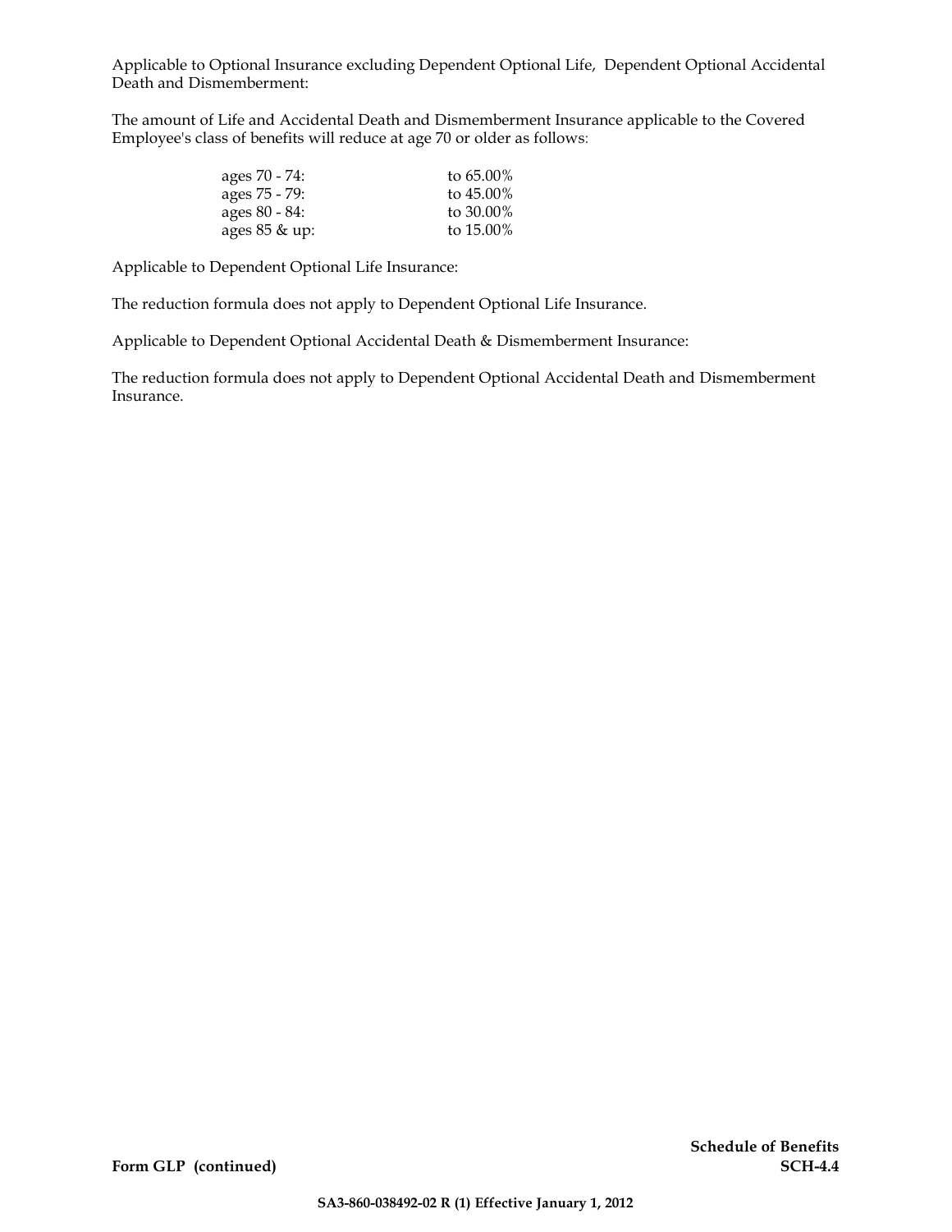Applicable to Optional Insurance excluding Dependent Optional Life, Dependent Optional Accidental Death and Dismemberment:

The amount of Life and Accidental Death and Dismemberment Insurance applicable to the Covered Employee's class of benefits will reduce at age 70 or older as follows:

| | |
|---|---|
| ages 70 - 74: | to 65.00% |
| ages 75 - 79: | to 45.00% |
| ages 80 - 84: | to 30.00% |
| ages 85 & up: | to 15.00% |

Applicable to Dependent Optional Life Insurance:

The reduction formula does not apply to Dependent Optional Life Insurance.

Applicable to Dependent Optional Accidental Death & Dismemberment Insurance:

The reduction formula does not apply to Dependent Optional Accidental Death and Dismemberment Insurance.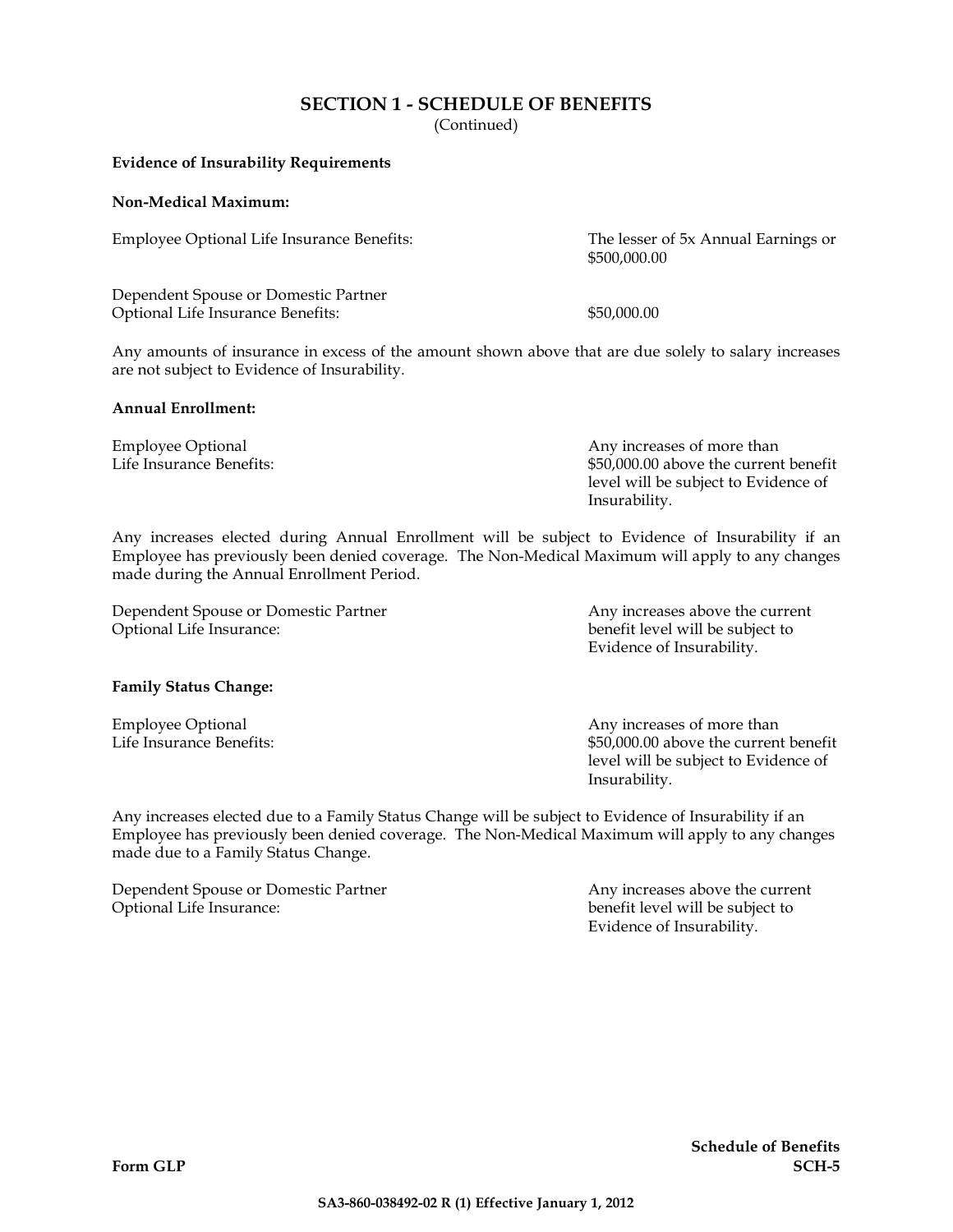## SECTION 1 - SCHEDULE OF BENEFITS
(Continued)

**Evidence of Insurability Requirements**

**Non-Medical Maximum:**

| | |
|---|---|
| Employee Optional Life Insurance Benefits: | The lesser of 5x Annual Earnings or $500,000.00 |
| Dependent Spouse or Domestic Partner Optional Life Insurance Benefits: | $50,000.00 |

Any amounts of insurance in excess of the amount shown above that are due solely to salary increases are not subject to Evidence of Insurability.

**Annual Enrollment:**

| | |
|---|---|
| Employee Optional Life Insurance Benefits: | Any increases of more than $50,000.00 above the current benefit level will be subject to Evidence of Insurability. |

Any increases elected during Annual Enrollment will be subject to Evidence of Insurability if an Employee has previously been denied coverage. The Non-Medical Maximum will apply to any changes made during the Annual Enrollment Period.

| | |
|---|---|
| Dependent Spouse or Domestic Partner Optional Life Insurance: | Any increases above the current benefit level will be subject to Evidence of Insurability. |

**Family Status Change:**

| | |
|---|---|
| Employee Optional Life Insurance Benefits: | Any increases of more than $50,000.00 above the current benefit level will be subject to Evidence of Insurability. |

Any increases elected due to a Family Status Change will be subject to Evidence of Insurability if an Employee has previously been denied coverage. The Non-Medical Maximum will apply to any changes made due to a Family Status Change.

| | |
|---|---|
| Dependent Spouse or Domestic Partner Optional Life Insurance: | Any increases above the current benefit level will be subject to Evidence of Insurability. |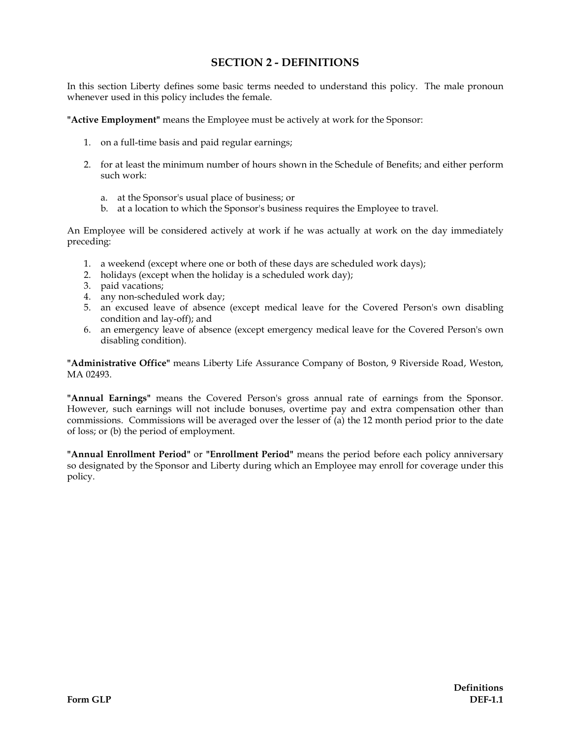## SECTION 2 - DEFINITIONS

In this section Liberty defines some basic terms needed to understand this policy. The male pronoun whenever used in this policy includes the female.

**"Active Employment"** means the Employee must be actively at work for the Sponsor:

1. on a full-time basis and paid regular earnings;

2. for at least the minimum number of hours shown in the Schedule of Benefits; and either perform such work:

   a. at the Sponsor's usual place of business; or
   b. at a location to which the Sponsor's business requires the Employee to travel.

An Employee will be considered actively at work if he was actually at work on the day immediately preceding:

1. a weekend (except where one or both of these days are scheduled work days);
2. holidays (except when the holiday is a scheduled work day);
3. paid vacations;
4. any non-scheduled work day;
5. an excused leave of absence (except medical leave for the Covered Person's own disabling condition and lay-off); and
6. an emergency leave of absence (except emergency medical leave for the Covered Person's own disabling condition).

**"Administrative Office"** means Liberty Life Assurance Company of Boston, 9 Riverside Road, Weston, MA 02493.

**"Annual Earnings"** means the Covered Person's gross annual rate of earnings from the Sponsor. However, such earnings will not include bonuses, overtime pay and extra compensation other than commissions. Commissions will be averaged over the lesser of (a) the 12 month period prior to the date of loss; or (b) the period of employment.

**"Annual Enrollment Period"** or **"Enrollment Period"** means the period before each policy anniversary so designated by the Sponsor and Liberty during which an Employee may enroll for coverage under this policy.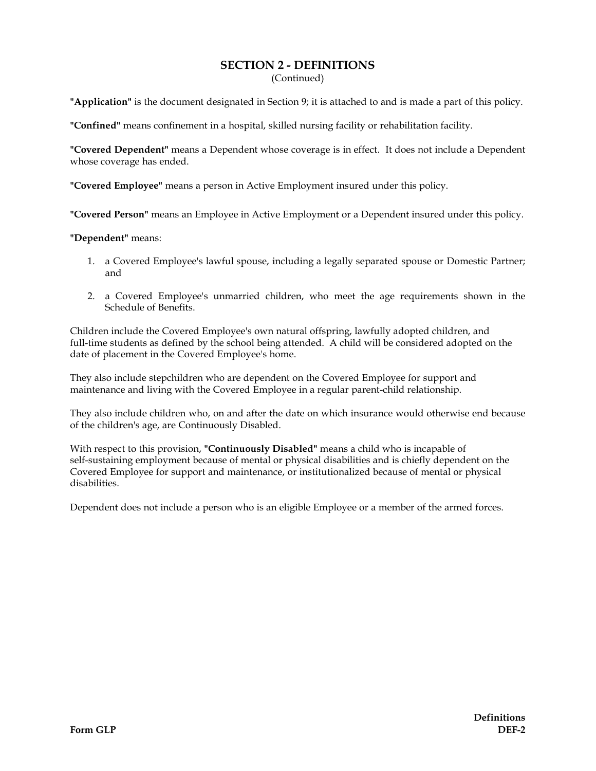## SECTION 2 - DEFINITIONS
(Continued)

**"Application"** is the document designated in Section 9; it is attached to and is made a part of this policy.

**"Confined"** means confinement in a hospital, skilled nursing facility or rehabilitation facility.

**"Covered Dependent"** means a Dependent whose coverage is in effect. It does not include a Dependent whose coverage has ended.

**"Covered Employee"** means a person in Active Employment insured under this policy.

**"Covered Person"** means an Employee in Active Employment or a Dependent insured under this policy.

**"Dependent"** means:

1. a Covered Employee's lawful spouse, including a legally separated spouse or Domestic Partner; and
2. a Covered Employee's unmarried children, who meet the age requirements shown in the Schedule of Benefits.

Children include the Covered Employee's own natural offspring, lawfully adopted children, and full-time students as defined by the school being attended. A child will be considered adopted on the date of placement in the Covered Employee's home.

They also include stepchildren who are dependent on the Covered Employee for support and maintenance and living with the Covered Employee in a regular parent-child relationship.

They also include children who, on and after the date on which insurance would otherwise end because of the children's age, are Continuously Disabled.

With respect to this provision, **"Continuously Disabled"** means a child who is incapable of self-sustaining employment because of mental or physical disabilities and is chiefly dependent on the Covered Employee for support and maintenance, or institutionalized because of mental or physical disabilities.

Dependent does not include a person who is an eligible Employee or a member of the armed forces.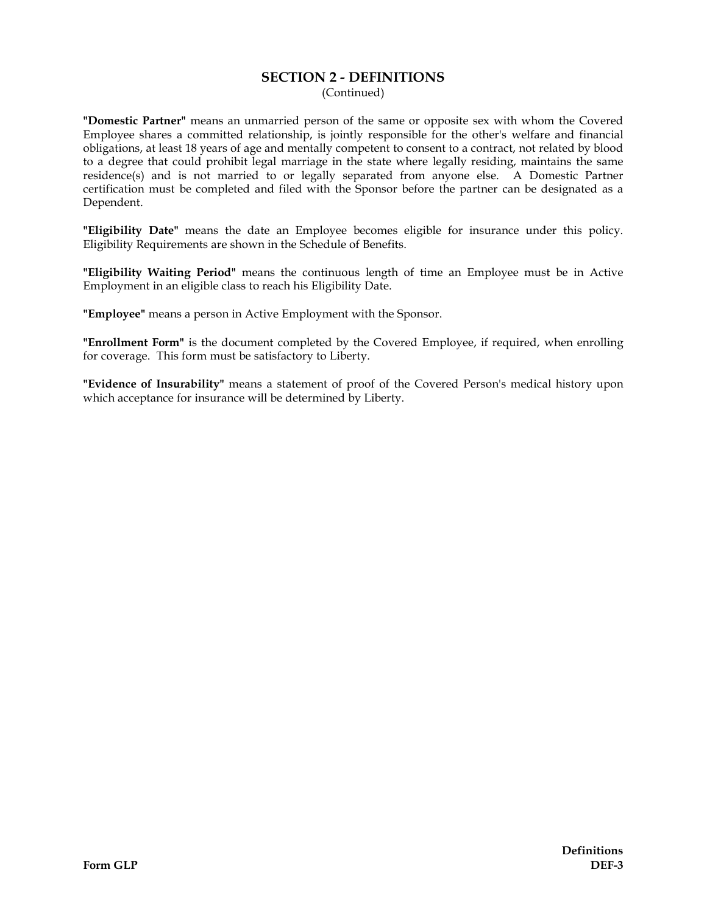## SECTION 2 - DEFINITIONS

(Continued)

**"Domestic Partner"** means an unmarried person of the same or opposite sex with whom the Covered Employee shares a committed relationship, is jointly responsible for the other's welfare and financial obligations, at least 18 years of age and mentally competent to consent to a contract, not related by blood to a degree that could prohibit legal marriage in the state where legally residing, maintains the same residence(s) and is not married to or legally separated from anyone else. A Domestic Partner certification must be completed and filed with the Sponsor before the partner can be designated as a Dependent.

**"Eligibility Date"** means the date an Employee becomes eligible for insurance under this policy. Eligibility Requirements are shown in the Schedule of Benefits.

**"Eligibility Waiting Period"** means the continuous length of time an Employee must be in Active Employment in an eligible class to reach his Eligibility Date.

**"Employee"** means a person in Active Employment with the Sponsor.

**"Enrollment Form"** is the document completed by the Covered Employee, if required, when enrolling for coverage. This form must be satisfactory to Liberty.

**"Evidence of Insurability"** means a statement of proof of the Covered Person's medical history upon which acceptance for insurance will be determined by Liberty.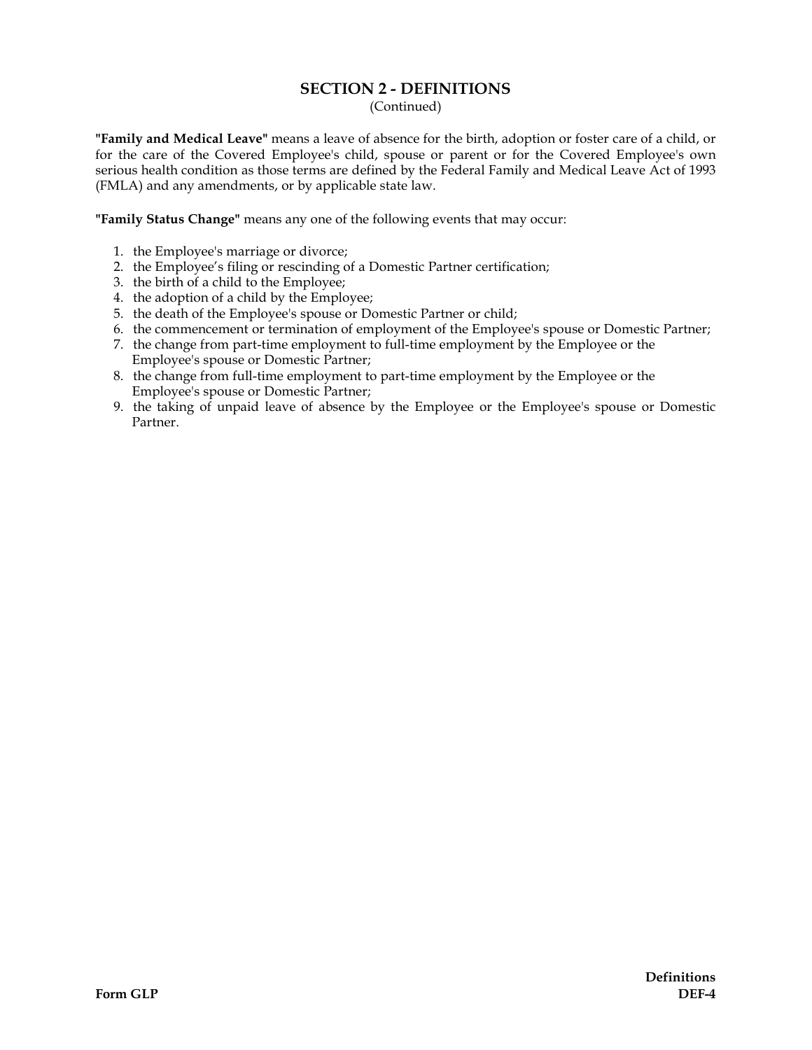## SECTION 2 - DEFINITIONS

(Continued)

**"Family and Medical Leave"** means a leave of absence for the birth, adoption or foster care of a child, or for the care of the Covered Employee's child, spouse or parent or for the Covered Employee's own serious health condition as those terms are defined by the Federal Family and Medical Leave Act of 1993 (FMLA) and any amendments, or by applicable state law.

**"Family Status Change"** means any one of the following events that may occur:

1. the Employee's marriage or divorce;
2. the Employee's filing or rescinding of a Domestic Partner certification;
3. the birth of a child to the Employee;
4. the adoption of a child by the Employee;
5. the death of the Employee's spouse or Domestic Partner or child;
6. the commencement or termination of employment of the Employee's spouse or Domestic Partner;
7. the change from part-time employment to full-time employment by the Employee or the Employee's spouse or Domestic Partner;
8. the change from full-time employment to part-time employment by the Employee or the Employee's spouse or Domestic Partner;
9. the taking of unpaid leave of absence by the Employee or the Employee's spouse or Domestic Partner.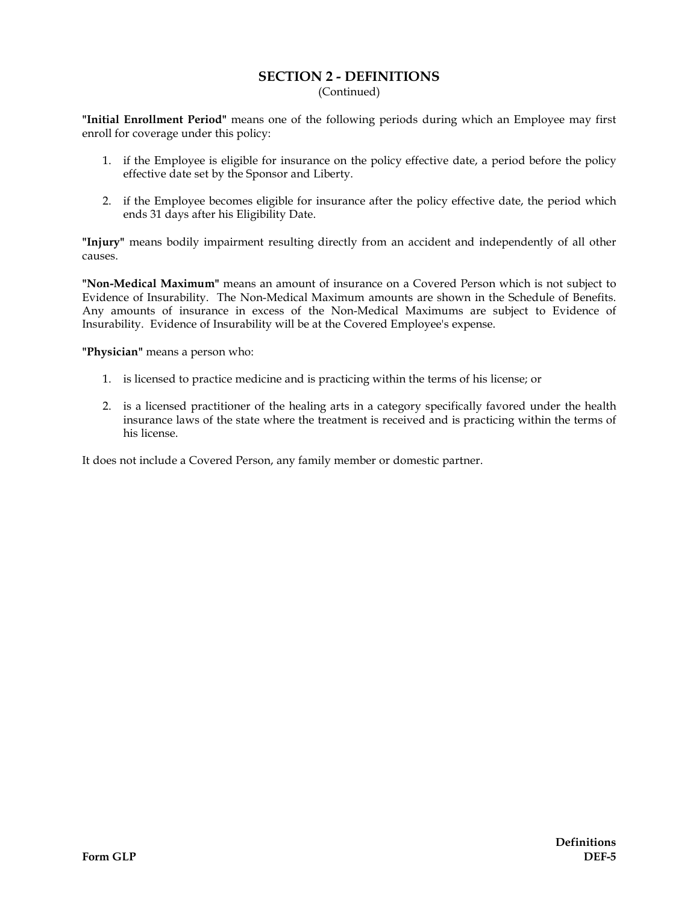## SECTION 2 - DEFINITIONS
(Continued)

**"Initial Enrollment Period"** means one of the following periods during which an Employee may first enroll for coverage under this policy:

1. if the Employee is eligible for insurance on the policy effective date, a period before the policy effective date set by the Sponsor and Liberty.

2. if the Employee becomes eligible for insurance after the policy effective date, the period which ends 31 days after his Eligibility Date.

**"Injury"** means bodily impairment resulting directly from an accident and independently of all other causes.

**"Non-Medical Maximum"** means an amount of insurance on a Covered Person which is not subject to Evidence of Insurability. The Non-Medical Maximum amounts are shown in the Schedule of Benefits. Any amounts of insurance in excess of the Non-Medical Maximums are subject to Evidence of Insurability. Evidence of Insurability will be at the Covered Employee's expense.

**"Physician"** means a person who:

1. is licensed to practice medicine and is practicing within the terms of his license; or

2. is a licensed practitioner of the healing arts in a category specifically favored under the health insurance laws of the state where the treatment is received and is practicing within the terms of his license.

It does not include a Covered Person, any family member or domestic partner.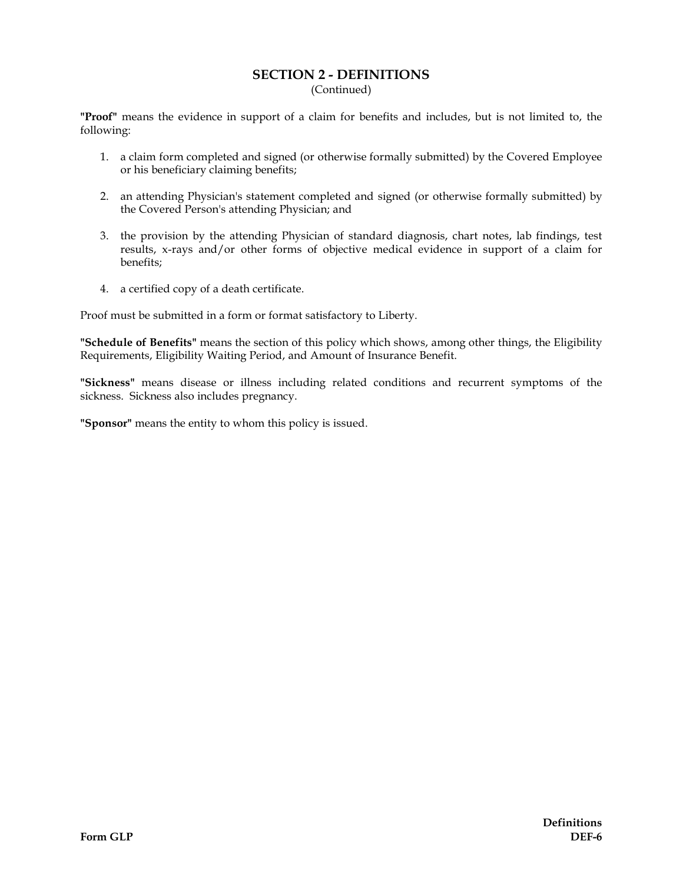## SECTION 2 - DEFINITIONS

(Continued)

**"Proof"** means the evidence in support of a claim for benefits and includes, but is not limited to, the following:

1. a claim form completed and signed (or otherwise formally submitted) by the Covered Employee or his beneficiary claiming benefits;

2. an attending Physician's statement completed and signed (or otherwise formally submitted) by the Covered Person's attending Physician; and

3. the provision by the attending Physician of standard diagnosis, chart notes, lab findings, test results, x-rays and/or other forms of objective medical evidence in support of a claim for benefits;

4. a certified copy of a death certificate.

Proof must be submitted in a form or format satisfactory to Liberty.

**"Schedule of Benefits"** means the section of this policy which shows, among other things, the Eligibility Requirements, Eligibility Waiting Period, and Amount of Insurance Benefit.

**"Sickness"** means disease or illness including related conditions and recurrent symptoms of the sickness. Sickness also includes pregnancy.

**"Sponsor"** means the entity to whom this policy is issued.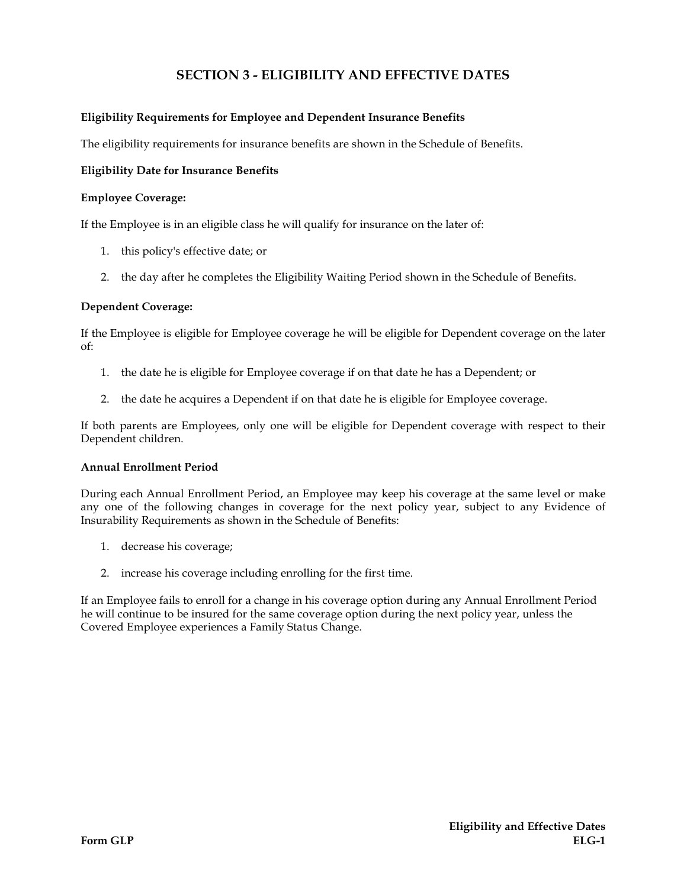# SECTION 3 - ELIGIBILITY AND EFFECTIVE DATES

**Eligibility Requirements for Employee and Dependent Insurance Benefits**

The eligibility requirements for insurance benefits are shown in the Schedule of Benefits.

**Eligibility Date for Insurance Benefits**

**Employee Coverage:**

If the Employee is in an eligible class he will qualify for insurance on the later of:

1. this policy's effective date; or
2. the day after he completes the Eligibility Waiting Period shown in the Schedule of Benefits.

**Dependent Coverage:**

If the Employee is eligible for Employee coverage he will be eligible for Dependent coverage on the later of:

1. the date he is eligible for Employee coverage if on that date he has a Dependent; or
2. the date he acquires a Dependent if on that date he is eligible for Employee coverage.

If both parents are Employees, only one will be eligible for Dependent coverage with respect to their Dependent children.

**Annual Enrollment Period**

During each Annual Enrollment Period, an Employee may keep his coverage at the same level or make any one of the following changes in coverage for the next policy year, subject to any Evidence of Insurability Requirements as shown in the Schedule of Benefits:

1. decrease his coverage;
2. increase his coverage including enrolling for the first time.

If an Employee fails to enroll for a change in his coverage option during any Annual Enrollment Period he will continue to be insured for the same coverage option during the next policy year, unless the Covered Employee experiences a Family Status Change.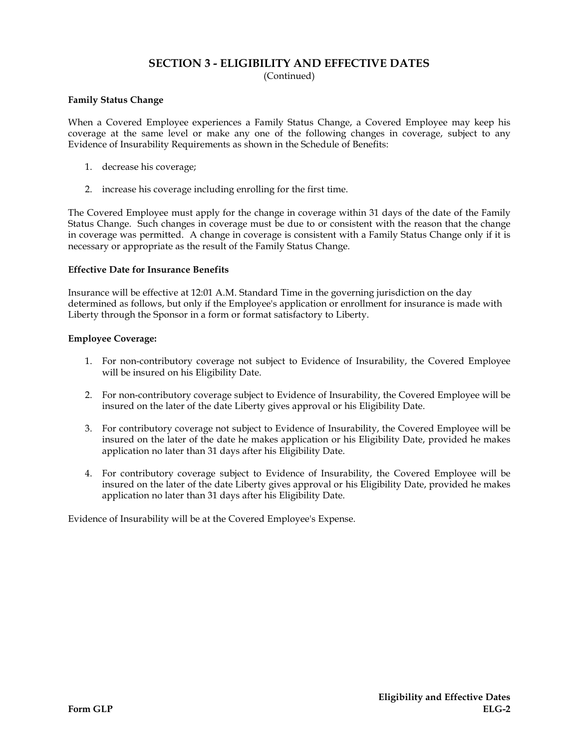## SECTION 3 - ELIGIBILITY AND EFFECTIVE DATES

(Continued)

**Family Status Change**

When a Covered Employee experiences a Family Status Change, a Covered Employee may keep his coverage at the same level or make any one of the following changes in coverage, subject to any Evidence of Insurability Requirements as shown in the Schedule of Benefits:

1. decrease his coverage;
2. increase his coverage including enrolling for the first time.

The Covered Employee must apply for the change in coverage within 31 days of the date of the Family Status Change. Such changes in coverage must be due to or consistent with the reason that the change in coverage was permitted. A change in coverage is consistent with a Family Status Change only if it is necessary or appropriate as the result of the Family Status Change.

**Effective Date for Insurance Benefits**

Insurance will be effective at 12:01 A.M. Standard Time in the governing jurisdiction on the day determined as follows, but only if the Employee's application or enrollment for insurance is made with Liberty through the Sponsor in a form or format satisfactory to Liberty.

**Employee Coverage:**

1. For non-contributory coverage not subject to Evidence of Insurability, the Covered Employee will be insured on his Eligibility Date.
2. For non-contributory coverage subject to Evidence of Insurability, the Covered Employee will be insured on the later of the date Liberty gives approval or his Eligibility Date.
3. For contributory coverage not subject to Evidence of Insurability, the Covered Employee will be insured on the later of the date he makes application or his Eligibility Date, provided he makes application no later than 31 days after his Eligibility Date.
4. For contributory coverage subject to Evidence of Insurability, the Covered Employee will be insured on the later of the date Liberty gives approval or his Eligibility Date, provided he makes application no later than 31 days after his Eligibility Date.

Evidence of Insurability will be at the Covered Employee's Expense.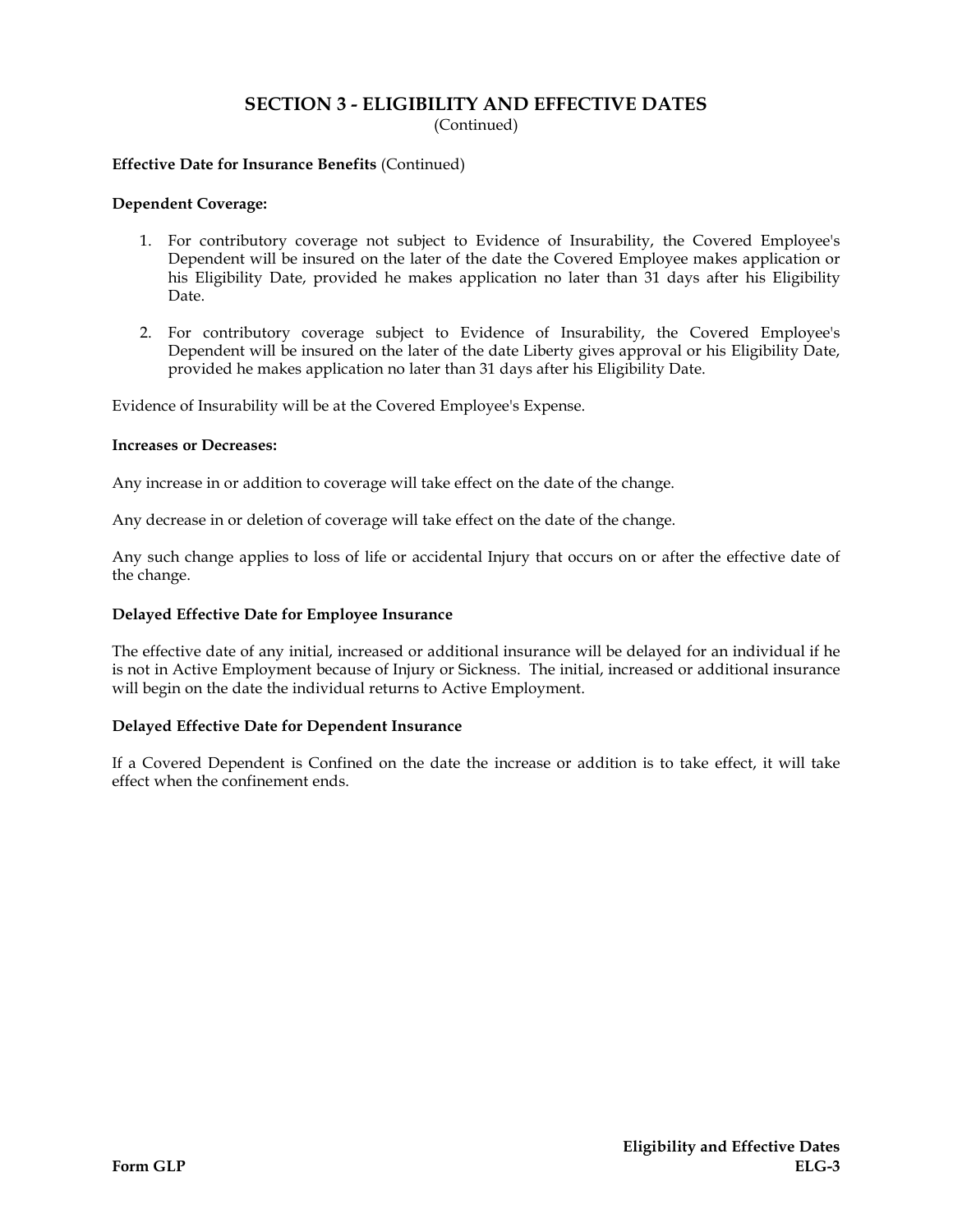## SECTION 3 - ELIGIBILITY AND EFFECTIVE DATES
(Continued)

**Effective Date for Insurance Benefits** (Continued)

**Dependent Coverage:**

1. For contributory coverage not subject to Evidence of Insurability, the Covered Employee's Dependent will be insured on the later of the date the Covered Employee makes application or his Eligibility Date, provided he makes application no later than 31 days after his Eligibility Date.

2. For contributory coverage subject to Evidence of Insurability, the Covered Employee's Dependent will be insured on the later of the date Liberty gives approval or his Eligibility Date, provided he makes application no later than 31 days after his Eligibility Date.

Evidence of Insurability will be at the Covered Employee's Expense.

**Increases or Decreases:**

Any increase in or addition to coverage will take effect on the date of the change.

Any decrease in or deletion of coverage will take effect on the date of the change.

Any such change applies to loss of life or accidental Injury that occurs on or after the effective date of the change.

**Delayed Effective Date for Employee Insurance**

The effective date of any initial, increased or additional insurance will be delayed for an individual if he is not in Active Employment because of Injury or Sickness. The initial, increased or additional insurance will begin on the date the individual returns to Active Employment.

**Delayed Effective Date for Dependent Insurance**

If a Covered Dependent is Confined on the date the increase or addition is to take effect, it will take effect when the confinement ends.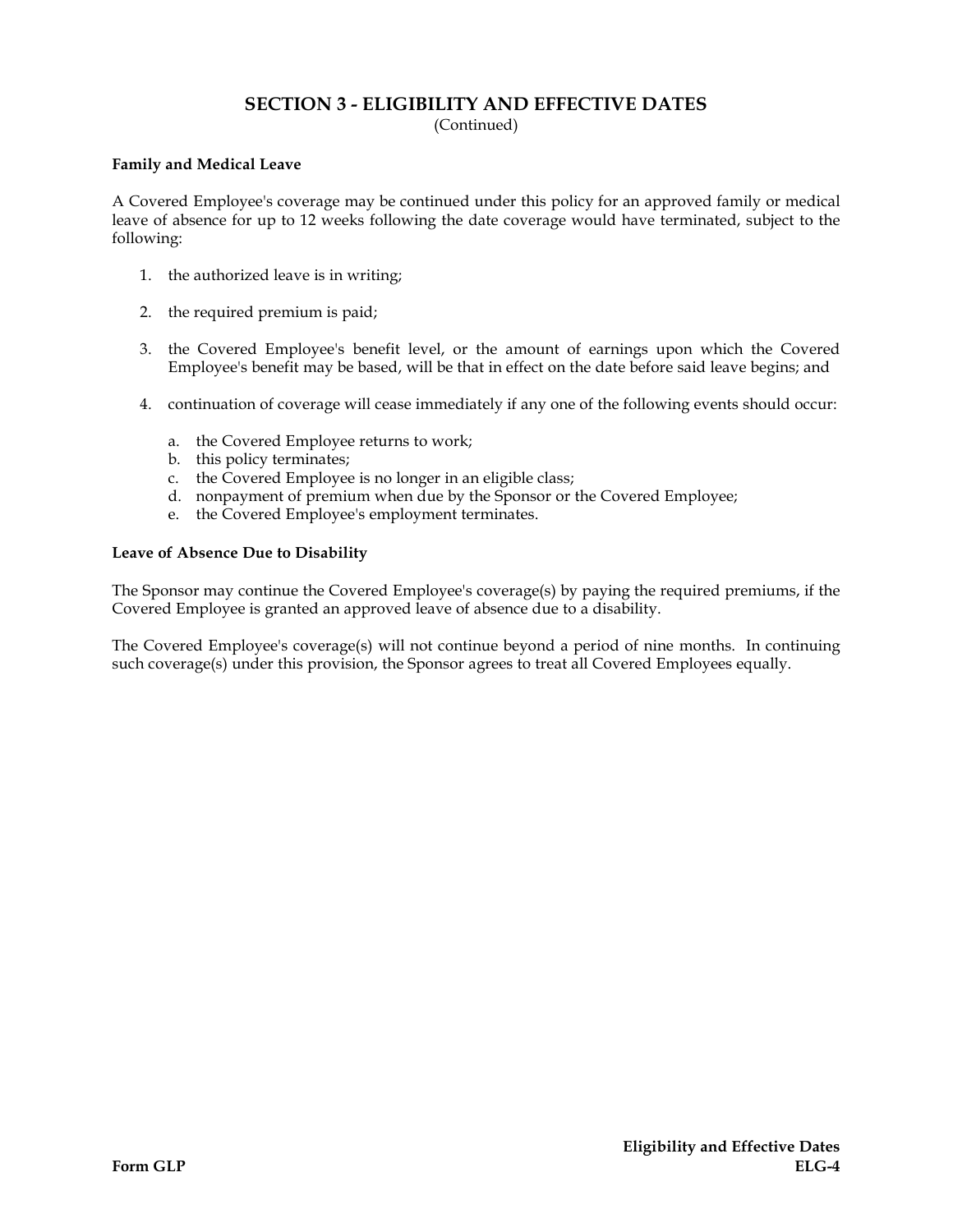## SECTION 3 - ELIGIBILITY AND EFFECTIVE DATES

(Continued)

**Family and Medical Leave**

A Covered Employee's coverage may be continued under this policy for an approved family or medical leave of absence for up to 12 weeks following the date coverage would have terminated, subject to the following:

1. the authorized leave is in writing;

2. the required premium is paid;

3. the Covered Employee's benefit level, or the amount of earnings upon which the Covered Employee's benefit may be based, will be that in effect on the date before said leave begins; and

4. continuation of coverage will cease immediately if any one of the following events should occur:

   a. the Covered Employee returns to work;
   b. this policy terminates;
   c. the Covered Employee is no longer in an eligible class;
   d. nonpayment of premium when due by the Sponsor or the Covered Employee;
   e. the Covered Employee's employment terminates.

**Leave of Absence Due to Disability**

The Sponsor may continue the Covered Employee's coverage(s) by paying the required premiums, if the Covered Employee is granted an approved leave of absence due to a disability.

The Covered Employee's coverage(s) will not continue beyond a period of nine months. In continuing such coverage(s) under this provision, the Sponsor agrees to treat all Covered Employees equally.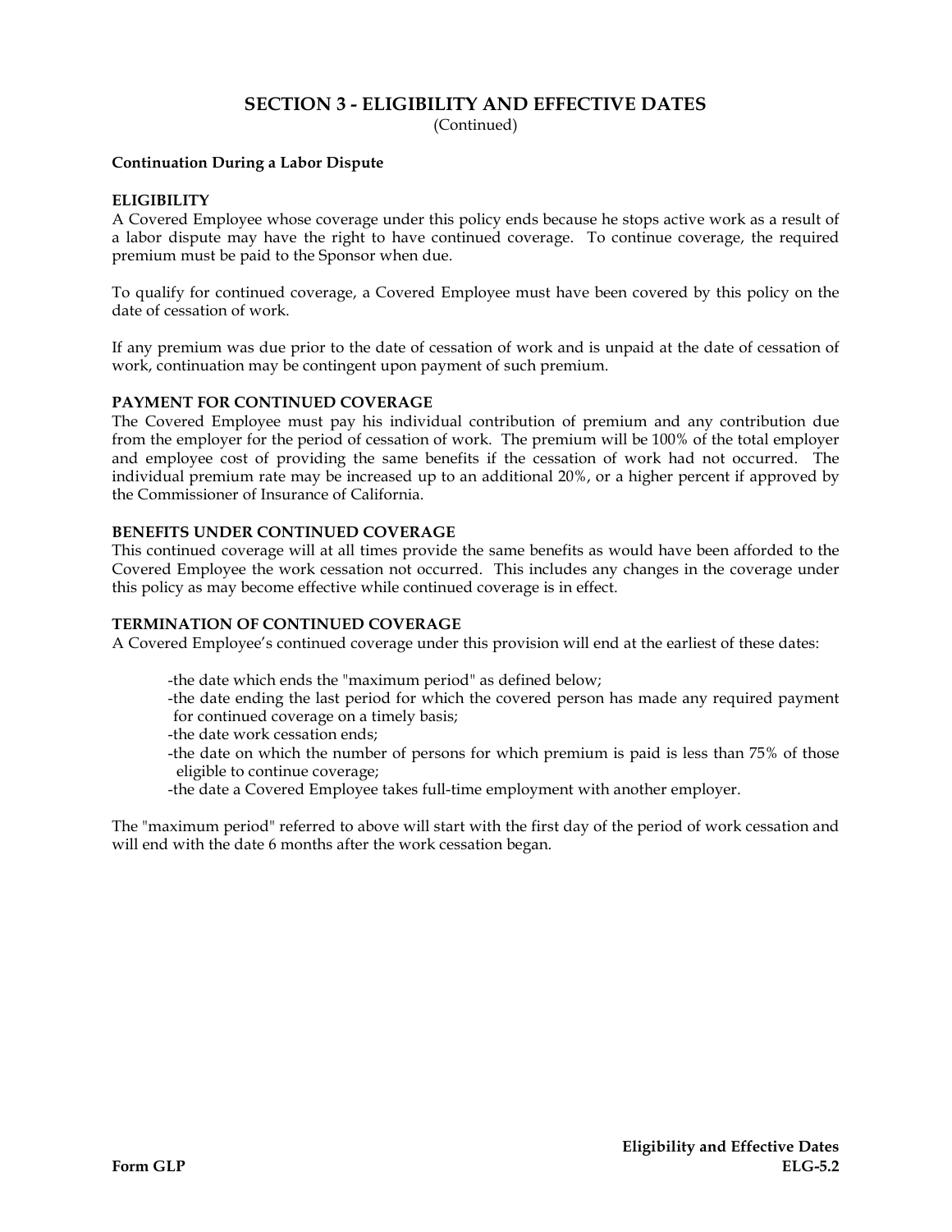## SECTION 3 - ELIGIBILITY AND EFFECTIVE DATES
(Continued)

**Continuation During a Labor Dispute**

**ELIGIBILITY**
A Covered Employee whose coverage under this policy ends because he stops active work as a result of a labor dispute may have the right to have continued coverage. To continue coverage, the required premium must be paid to the Sponsor when due.

To qualify for continued coverage, a Covered Employee must have been covered by this policy on the date of cessation of work.

If any premium was due prior to the date of cessation of work and is unpaid at the date of cessation of work, continuation may be contingent upon payment of such premium.

**PAYMENT FOR CONTINUED COVERAGE**
The Covered Employee must pay his individual contribution of premium and any contribution due from the employer for the period of cessation of work. The premium will be 100% of the total employer and employee cost of providing the same benefits if the cessation of work had not occurred. The individual premium rate may be increased up to an additional 20%, or a higher percent if approved by the Commissioner of Insurance of California.

**BENEFITS UNDER CONTINUED COVERAGE**
This continued coverage will at all times provide the same benefits as would have been afforded to the Covered Employee the work cessation not occurred. This includes any changes in the coverage under this policy as may become effective while continued coverage is in effect.

**TERMINATION OF CONTINUED COVERAGE**
A Covered Employee's continued coverage under this provision will end at the earliest of these dates:

- the date which ends the "maximum period" as defined below;
- the date ending the last period for which the covered person has made any required payment for continued coverage on a timely basis;
- the date work cessation ends;
- the date on which the number of persons for which premium is paid is less than 75% of those eligible to continue coverage;
- the date a Covered Employee takes full-time employment with another employer.

The "maximum period" referred to above will start with the first day of the period of work cessation and will end with the date 6 months after the work cessation began.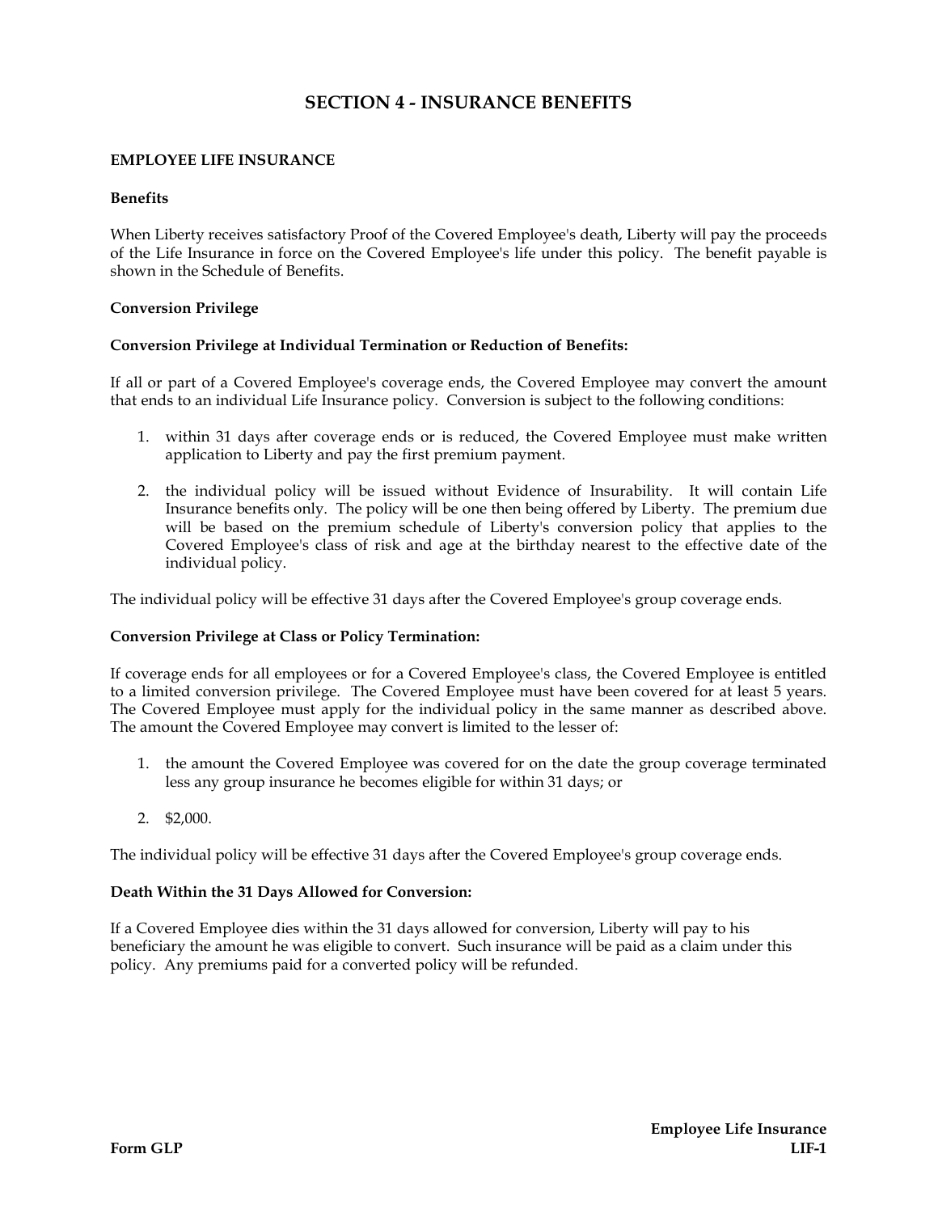# SECTION 4 - INSURANCE BENEFITS

**EMPLOYEE LIFE INSURANCE**

**Benefits**

When Liberty receives satisfactory Proof of the Covered Employee's death, Liberty will pay the proceeds of the Life Insurance in force on the Covered Employee's life under this policy. The benefit payable is shown in the Schedule of Benefits.

**Conversion Privilege**

**Conversion Privilege at Individual Termination or Reduction of Benefits:**

If all or part of a Covered Employee's coverage ends, the Covered Employee may convert the amount that ends to an individual Life Insurance policy. Conversion is subject to the following conditions:

1. within 31 days after coverage ends or is reduced, the Covered Employee must make written application to Liberty and pay the first premium payment.

2. the individual policy will be issued without Evidence of Insurability. It will contain Life Insurance benefits only. The policy will be one then being offered by Liberty. The premium due will be based on the premium schedule of Liberty's conversion policy that applies to the Covered Employee's class of risk and age at the birthday nearest to the effective date of the individual policy.

The individual policy will be effective 31 days after the Covered Employee's group coverage ends.

**Conversion Privilege at Class or Policy Termination:**

If coverage ends for all employees or for a Covered Employee's class, the Covered Employee is entitled to a limited conversion privilege. The Covered Employee must have been covered for at least 5 years. The Covered Employee must apply for the individual policy in the same manner as described above. The amount the Covered Employee may convert is limited to the lesser of:

1. the amount the Covered Employee was covered for on the date the group coverage terminated less any group insurance he becomes eligible for within 31 days; or

2. $2,000.

The individual policy will be effective 31 days after the Covered Employee's group coverage ends.

**Death Within the 31 Days Allowed for Conversion:**

If a Covered Employee dies within the 31 days allowed for conversion, Liberty will pay to his beneficiary the amount he was eligible to convert. Such insurance will be paid as a claim under this policy. Any premiums paid for a converted policy will be refunded.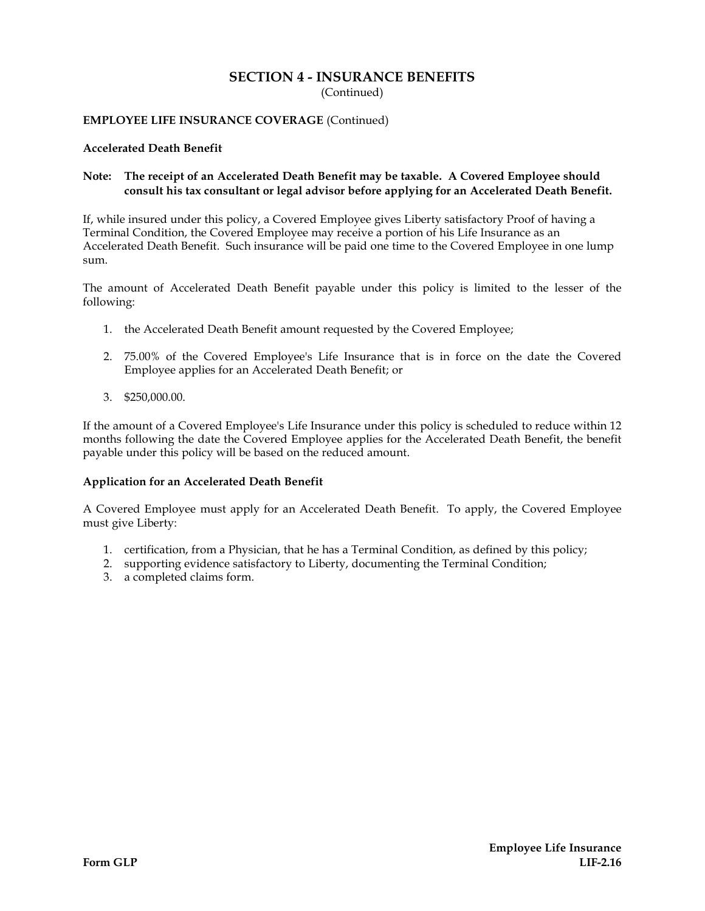## SECTION 4 - INSURANCE BENEFITS
(Continued)

**EMPLOYEE LIFE INSURANCE COVERAGE** (Continued)

**Accelerated Death Benefit**

**Note: The receipt of an Accelerated Death Benefit may be taxable. A Covered Employee should consult his tax consultant or legal advisor before applying for an Accelerated Death Benefit.**

If, while insured under this policy, a Covered Employee gives Liberty satisfactory Proof of having a Terminal Condition, the Covered Employee may receive a portion of his Life Insurance as an Accelerated Death Benefit. Such insurance will be paid one time to the Covered Employee in one lump sum.

The amount of Accelerated Death Benefit payable under this policy is limited to the lesser of the following:

1. the Accelerated Death Benefit amount requested by the Covered Employee;

2. 75.00% of the Covered Employee's Life Insurance that is in force on the date the Covered Employee applies for an Accelerated Death Benefit; or

3. $250,000.00.

If the amount of a Covered Employee's Life Insurance under this policy is scheduled to reduce within 12 months following the date the Covered Employee applies for the Accelerated Death Benefit, the benefit payable under this policy will be based on the reduced amount.

**Application for an Accelerated Death Benefit**

A Covered Employee must apply for an Accelerated Death Benefit. To apply, the Covered Employee must give Liberty:

1. certification, from a Physician, that he has a Terminal Condition, as defined by this policy;
2. supporting evidence satisfactory to Liberty, documenting the Terminal Condition;
3. a completed claims form.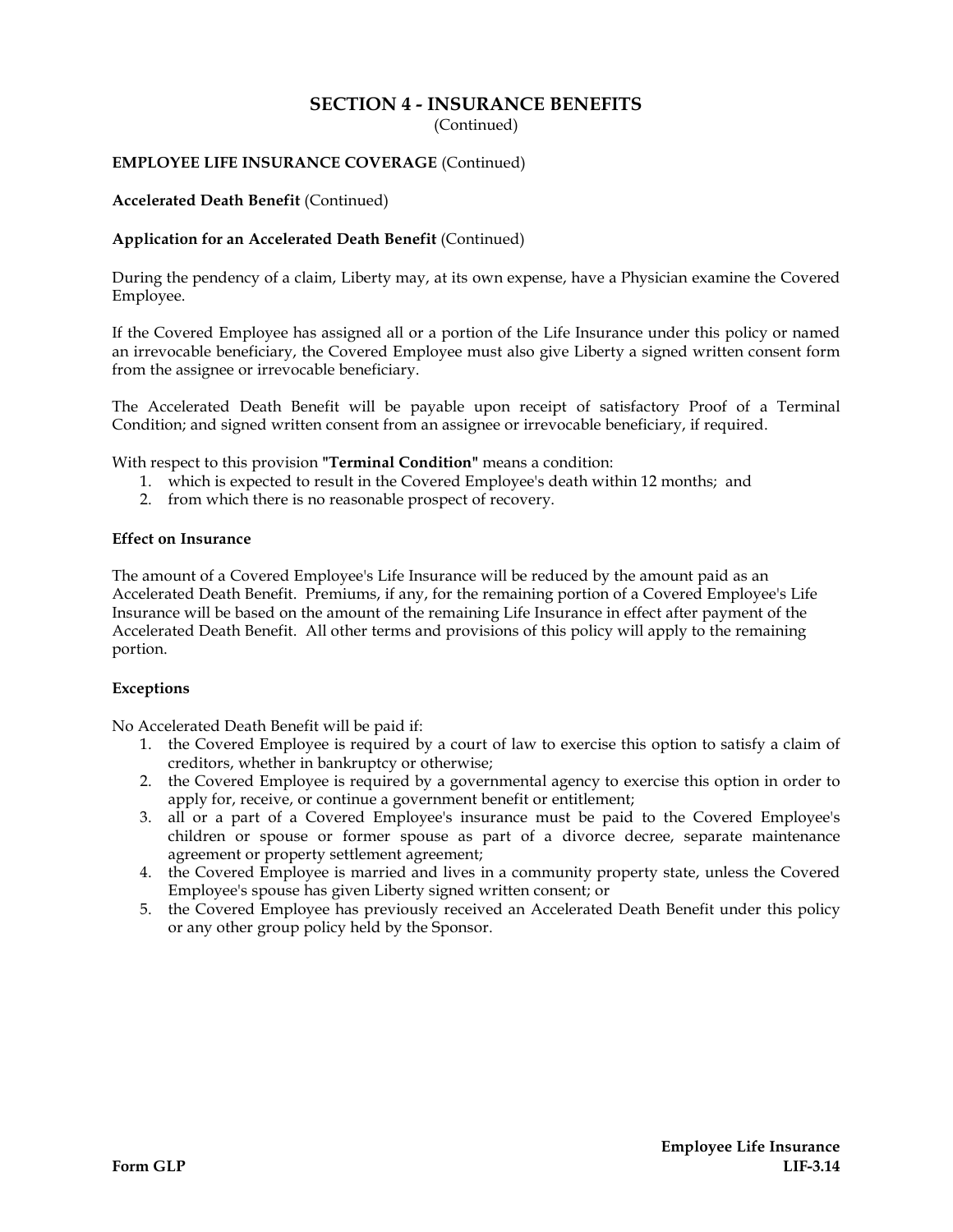## SECTION 4 - INSURANCE BENEFITS
(Continued)

**EMPLOYEE LIFE INSURANCE COVERAGE** (Continued)

**Accelerated Death Benefit** (Continued)

**Application for an Accelerated Death Benefit** (Continued)

During the pendency of a claim, Liberty may, at its own expense, have a Physician examine the Covered Employee.

If the Covered Employee has assigned all or a portion of the Life Insurance under this policy or named an irrevocable beneficiary, the Covered Employee must also give Liberty a signed written consent form from the assignee or irrevocable beneficiary.

The Accelerated Death Benefit will be payable upon receipt of satisfactory Proof of a Terminal Condition; and signed written consent from an assignee or irrevocable beneficiary, if required.

With respect to this provision **"Terminal Condition"** means a condition:

1. which is expected to result in the Covered Employee's death within 12 months; and
2. from which there is no reasonable prospect of recovery.

**Effect on Insurance**

The amount of a Covered Employee's Life Insurance will be reduced by the amount paid as an Accelerated Death Benefit. Premiums, if any, for the remaining portion of a Covered Employee's Life Insurance will be based on the amount of the remaining Life Insurance in effect after payment of the Accelerated Death Benefit. All other terms and provisions of this policy will apply to the remaining portion.

**Exceptions**

No Accelerated Death Benefit will be paid if:

1. the Covered Employee is required by a court of law to exercise this option to satisfy a claim of creditors, whether in bankruptcy or otherwise;
2. the Covered Employee is required by a governmental agency to exercise this option in order to apply for, receive, or continue a government benefit or entitlement;
3. all or a part of a Covered Employee's insurance must be paid to the Covered Employee's children or spouse or former spouse as part of a divorce decree, separate maintenance agreement or property settlement agreement;
4. the Covered Employee is married and lives in a community property state, unless the Covered Employee's spouse has given Liberty signed written consent; or
5. the Covered Employee has previously received an Accelerated Death Benefit under this policy or any other group policy held by the Sponsor.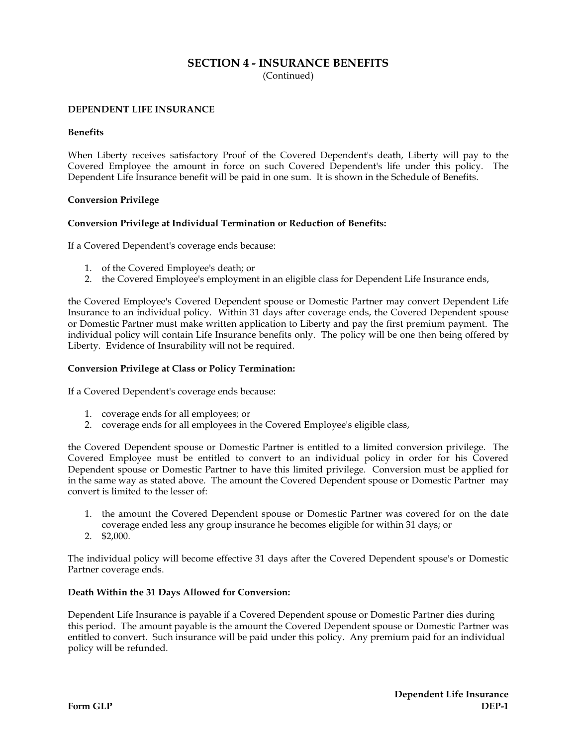## SECTION 4 - INSURANCE BENEFITS
(Continued)

**DEPENDENT LIFE INSURANCE**

**Benefits**

When Liberty receives satisfactory Proof of the Covered Dependent's death, Liberty will pay to the Covered Employee the amount in force on such Covered Dependent's life under this policy. The Dependent Life Insurance benefit will be paid in one sum. It is shown in the Schedule of Benefits.

**Conversion Privilege**

**Conversion Privilege at Individual Termination or Reduction of Benefits:**

If a Covered Dependent's coverage ends because:

1. of the Covered Employee's death; or
2. the Covered Employee's employment in an eligible class for Dependent Life Insurance ends,

the Covered Employee's Covered Dependent spouse or Domestic Partner may convert Dependent Life Insurance to an individual policy. Within 31 days after coverage ends, the Covered Dependent spouse or Domestic Partner must make written application to Liberty and pay the first premium payment. The individual policy will contain Life Insurance benefits only. The policy will be one then being offered by Liberty. Evidence of Insurability will not be required.

**Conversion Privilege at Class or Policy Termination:**

If a Covered Dependent's coverage ends because:

1. coverage ends for all employees; or
2. coverage ends for all employees in the Covered Employee's eligible class,

the Covered Dependent spouse or Domestic Partner is entitled to a limited conversion privilege. The Covered Employee must be entitled to convert to an individual policy in order for his Covered Dependent spouse or Domestic Partner to have this limited privilege. Conversion must be applied for in the same way as stated above. The amount the Covered Dependent spouse or Domestic Partner may convert is limited to the lesser of:

1. the amount the Covered Dependent spouse or Domestic Partner was covered for on the date coverage ended less any group insurance he becomes eligible for within 31 days; or
2. $2,000.

The individual policy will become effective 31 days after the Covered Dependent spouse's or Domestic Partner coverage ends.

**Death Within the 31 Days Allowed for Conversion:**

Dependent Life Insurance is payable if a Covered Dependent spouse or Domestic Partner dies during this period. The amount payable is the amount the Covered Dependent spouse or Domestic Partner was entitled to convert. Such insurance will be paid under this policy. Any premium paid for an individual policy will be refunded.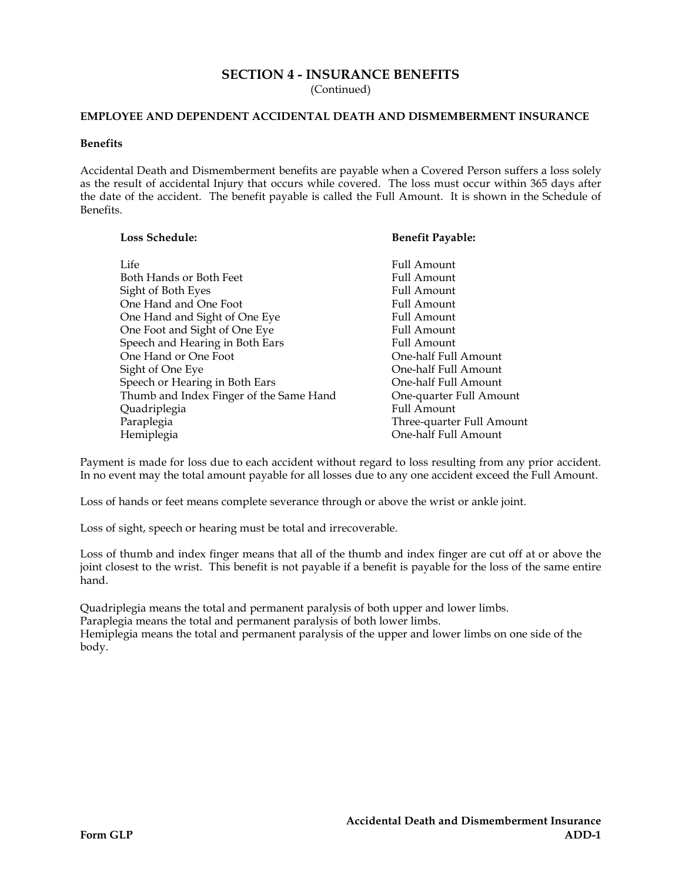# SECTION 4 - INSURANCE BENEFITS

(Continued)

**EMPLOYEE AND DEPENDENT ACCIDENTAL DEATH AND DISMEMBERMENT INSURANCE**

**Benefits**

Accidental Death and Dismemberment benefits are payable when a Covered Person suffers a loss solely as the result of accidental Injury that occurs while covered. The loss must occur within 365 days after the date of the accident. The benefit payable is called the Full Amount. It is shown in the Schedule of Benefits.

| Loss Schedule: | Benefit Payable: |
| --- | --- |
| Life | Full Amount |
| Both Hands or Both Feet | Full Amount |
| Sight of Both Eyes | Full Amount |
| One Hand and One Foot | Full Amount |
| One Hand and Sight of One Eye | Full Amount |
| One Foot and Sight of One Eye | Full Amount |
| Speech and Hearing in Both Ears | Full Amount |
| One Hand or One Foot | One-half Full Amount |
| Sight of One Eye | One-half Full Amount |
| Speech or Hearing in Both Ears | One-half Full Amount |
| Thumb and Index Finger of the Same Hand | One-quarter Full Amount |
| Quadriplegia | Full Amount |
| Paraplegia | Three-quarter Full Amount |
| Hemiplegia | One-half Full Amount |

Payment is made for loss due to each accident without regard to loss resulting from any prior accident. In no event may the total amount payable for all losses due to any one accident exceed the Full Amount.

Loss of hands or feet means complete severance through or above the wrist or ankle joint.

Loss of sight, speech or hearing must be total and irrecoverable.

Loss of thumb and index finger means that all of the thumb and index finger are cut off at or above the joint closest to the wrist. This benefit is not payable if a benefit is payable for the loss of the same entire hand.

Quadriplegia means the total and permanent paralysis of both upper and lower limbs.
Paraplegia means the total and permanent paralysis of both lower limbs.
Hemiplegia means the total and permanent paralysis of the upper and lower limbs on one side of the body.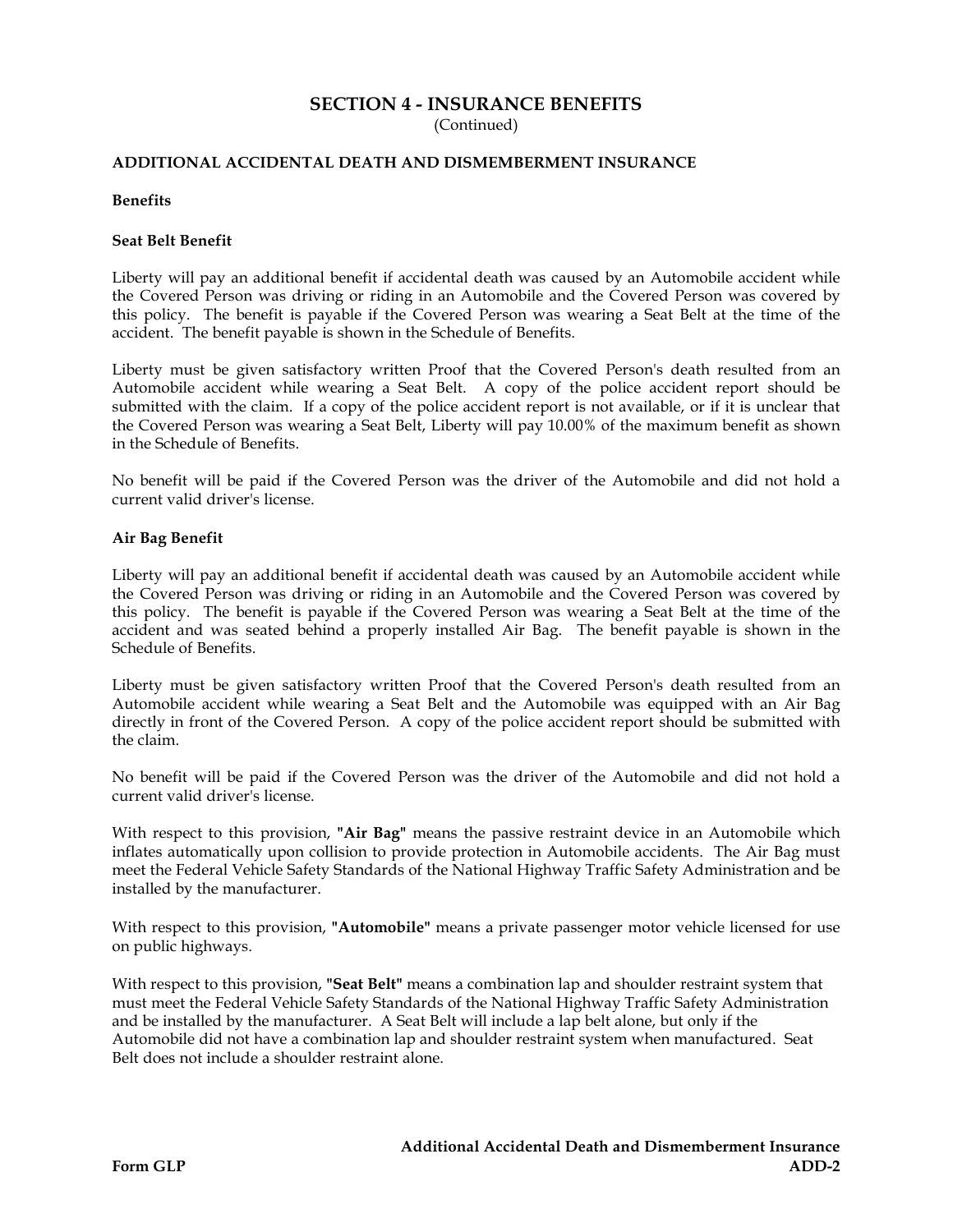## SECTION 4 - INSURANCE BENEFITS
(Continued)

**ADDITIONAL ACCIDENTAL DEATH AND DISMEMBERMENT INSURANCE**

**Benefits**

**Seat Belt Benefit**

Liberty will pay an additional benefit if accidental death was caused by an Automobile accident while the Covered Person was driving or riding in an Automobile and the Covered Person was covered by this policy. The benefit is payable if the Covered Person was wearing a Seat Belt at the time of the accident. The benefit payable is shown in the Schedule of Benefits.

Liberty must be given satisfactory written Proof that the Covered Person's death resulted from an Automobile accident while wearing a Seat Belt. A copy of the police accident report should be submitted with the claim. If a copy of the police accident report is not available, or if it is unclear that the Covered Person was wearing a Seat Belt, Liberty will pay 10.00% of the maximum benefit as shown in the Schedule of Benefits.

No benefit will be paid if the Covered Person was the driver of the Automobile and did not hold a current valid driver's license.

**Air Bag Benefit**

Liberty will pay an additional benefit if accidental death was caused by an Automobile accident while the Covered Person was driving or riding in an Automobile and the Covered Person was covered by this policy. The benefit is payable if the Covered Person was wearing a Seat Belt at the time of the accident and was seated behind a properly installed Air Bag. The benefit payable is shown in the Schedule of Benefits.

Liberty must be given satisfactory written Proof that the Covered Person's death resulted from an Automobile accident while wearing a Seat Belt and the Automobile was equipped with an Air Bag directly in front of the Covered Person. A copy of the police accident report should be submitted with the claim.

No benefit will be paid if the Covered Person was the driver of the Automobile and did not hold a current valid driver's license.

With respect to this provision, **"Air Bag"** means the passive restraint device in an Automobile which inflates automatically upon collision to provide protection in Automobile accidents. The Air Bag must meet the Federal Vehicle Safety Standards of the National Highway Traffic Safety Administration and be installed by the manufacturer.

With respect to this provision, **"Automobile"** means a private passenger motor vehicle licensed for use on public highways.

With respect to this provision, **"Seat Belt"** means a combination lap and shoulder restraint system that must meet the Federal Vehicle Safety Standards of the National Highway Traffic Safety Administration and be installed by the manufacturer. A Seat Belt will include a lap belt alone, but only if the Automobile did not have a combination lap and shoulder restraint system when manufactured. Seat Belt does not include a shoulder restraint alone.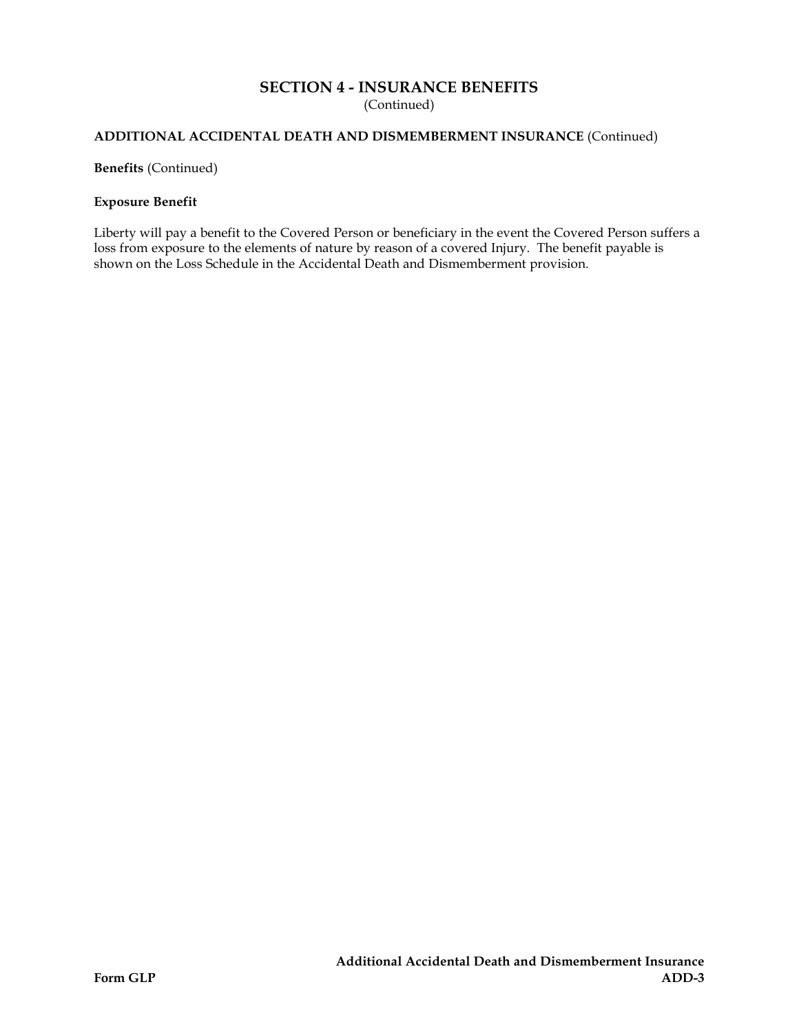## SECTION 4 - INSURANCE BENEFITS
(Continued)

**ADDITIONAL ACCIDENTAL DEATH AND DISMEMBERMENT INSURANCE** (Continued)

**Benefits** (Continued)

**Exposure Benefit**

Liberty will pay a benefit to the Covered Person or beneficiary in the event the Covered Person suffers a loss from exposure to the elements of nature by reason of a covered Injury. The benefit payable is shown on the Loss Schedule in the Accidental Death and Dismemberment provision.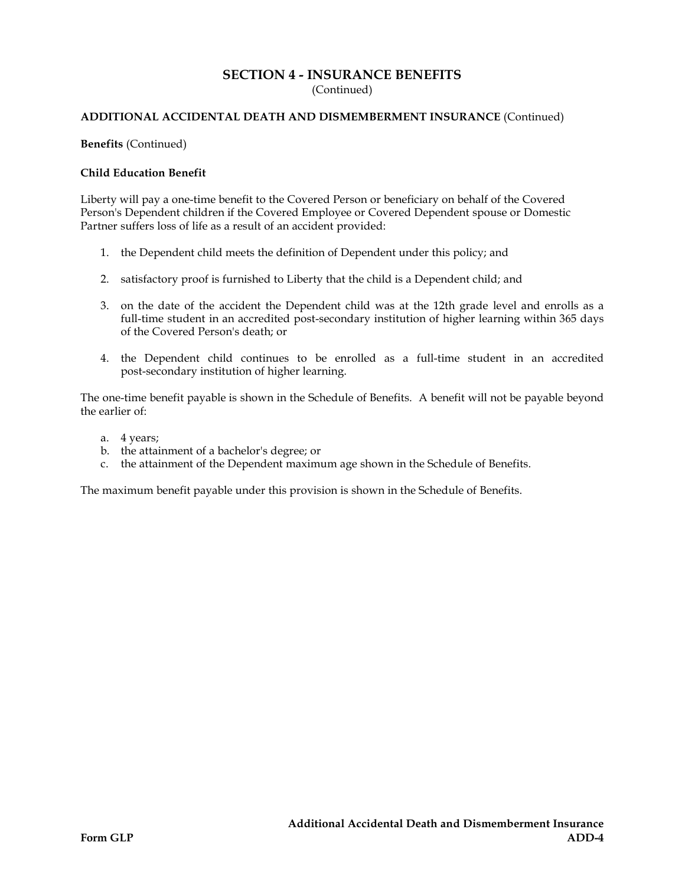## SECTION 4 - INSURANCE BENEFITS
(Continued)

**ADDITIONAL ACCIDENTAL DEATH AND DISMEMBERMENT INSURANCE** (Continued)

**Benefits** (Continued)

**Child Education Benefit**

Liberty will pay a one-time benefit to the Covered Person or beneficiary on behalf of the Covered Person's Dependent children if the Covered Employee or Covered Dependent spouse or Domestic Partner suffers loss of life as a result of an accident provided:

1. the Dependent child meets the definition of Dependent under this policy; and

2. satisfactory proof is furnished to Liberty that the child is a Dependent child; and

3. on the date of the accident the Dependent child was at the 12th grade level and enrolls as a full-time student in an accredited post-secondary institution of higher learning within 365 days of the Covered Person's death; or

4. the Dependent child continues to be enrolled as a full-time student in an accredited post-secondary institution of higher learning.

The one-time benefit payable is shown in the Schedule of Benefits. A benefit will not be payable beyond the earlier of:

a. 4 years;
b. the attainment of a bachelor's degree; or
c. the attainment of the Dependent maximum age shown in the Schedule of Benefits.

The maximum benefit payable under this provision is shown in the Schedule of Benefits.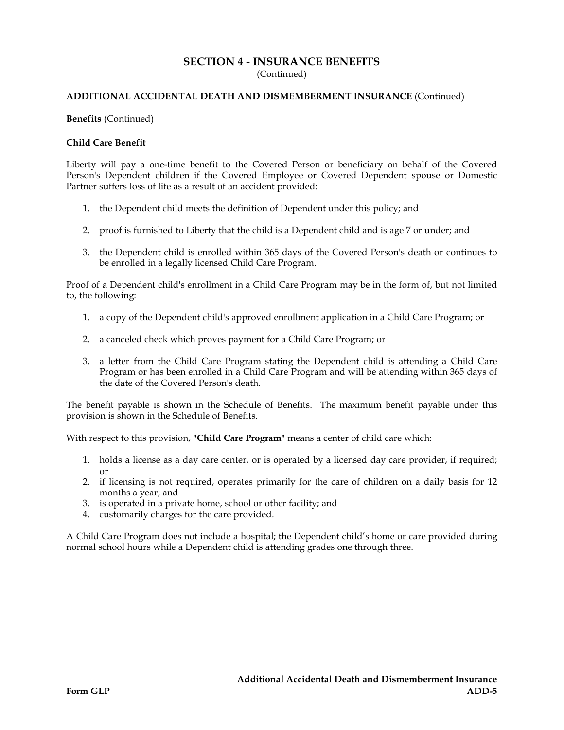# SECTION 4 - INSURANCE BENEFITS
(Continued)

**ADDITIONAL ACCIDENTAL DEATH AND DISMEMBERMENT INSURANCE** (Continued)

**Benefits** (Continued)

**Child Care Benefit**

Liberty will pay a one-time benefit to the Covered Person or beneficiary on behalf of the Covered Person's Dependent children if the Covered Employee or Covered Dependent spouse or Domestic Partner suffers loss of life as a result of an accident provided:

1. the Dependent child meets the definition of Dependent under this policy; and

2. proof is furnished to Liberty that the child is a Dependent child and is age 7 or under; and

3. the Dependent child is enrolled within 365 days of the Covered Person's death or continues to be enrolled in a legally licensed Child Care Program.

Proof of a Dependent child's enrollment in a Child Care Program may be in the form of, but not limited to, the following:

1. a copy of the Dependent child's approved enrollment application in a Child Care Program; or

2. a canceled check which proves payment for a Child Care Program; or

3. a letter from the Child Care Program stating the Dependent child is attending a Child Care Program or has been enrolled in a Child Care Program and will be attending within 365 days of the date of the Covered Person's death.

The benefit payable is shown in the Schedule of Benefits. The maximum benefit payable under this provision is shown in the Schedule of Benefits.

With respect to this provision, **"Child Care Program"** means a center of child care which:

1. holds a license as a day care center, or is operated by a licensed day care provider, if required; or
2. if licensing is not required, operates primarily for the care of children on a daily basis for 12 months a year; and
3. is operated in a private home, school or other facility; and
4. customarily charges for the care provided.

A Child Care Program does not include a hospital; the Dependent child's home or care provided during normal school hours while a Dependent child is attending grades one through three.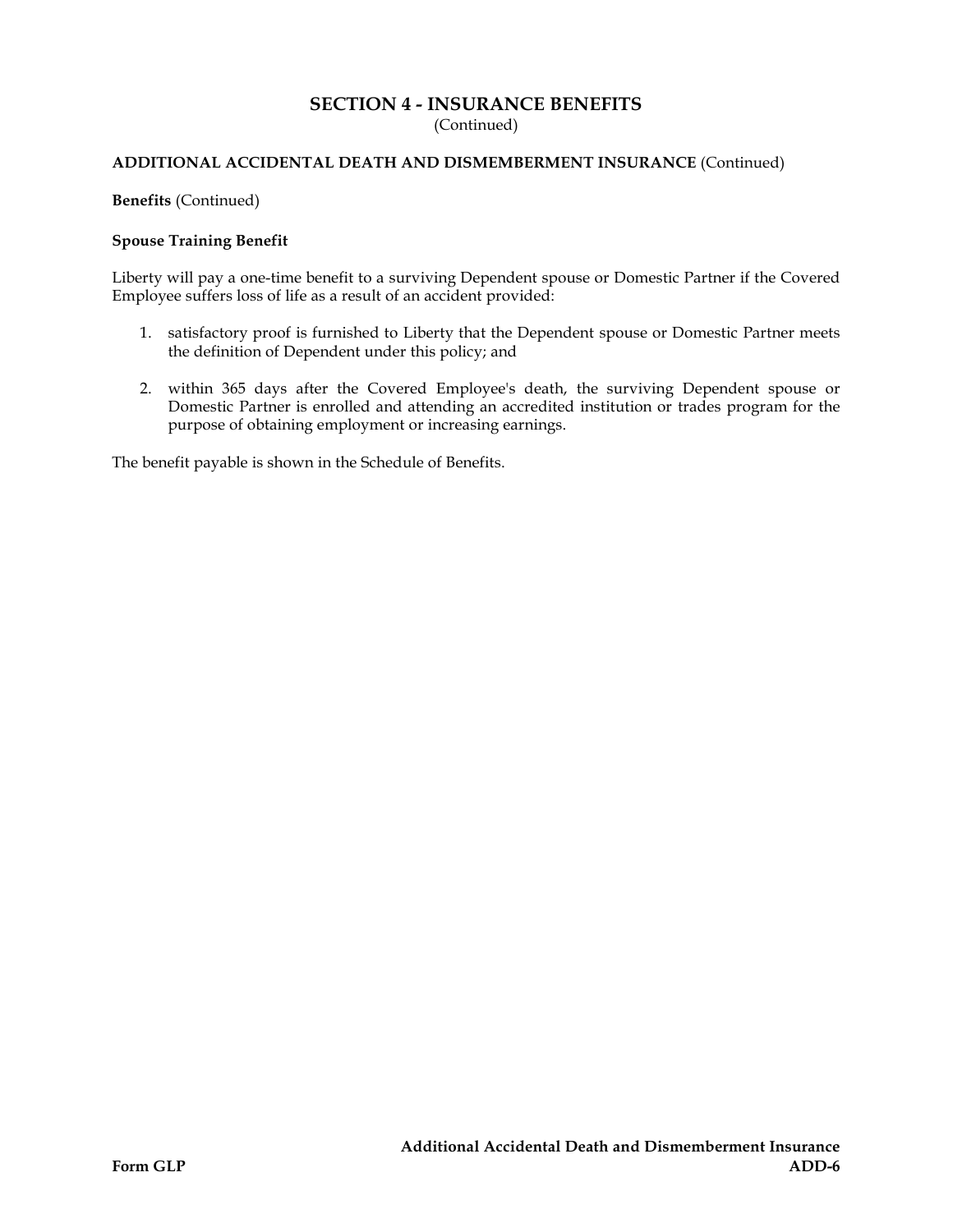## SECTION 4 - INSURANCE BENEFITS
(Continued)

**ADDITIONAL ACCIDENTAL DEATH AND DISMEMBERMENT INSURANCE** (Continued)

**Benefits** (Continued)

**Spouse Training Benefit**

Liberty will pay a one-time benefit to a surviving Dependent spouse or Domestic Partner if the Covered Employee suffers loss of life as a result of an accident provided:

1. satisfactory proof is furnished to Liberty that the Dependent spouse or Domestic Partner meets the definition of Dependent under this policy; and
2. within 365 days after the Covered Employee's death, the surviving Dependent spouse or Domestic Partner is enrolled and attending an accredited institution or trades program for the purpose of obtaining employment or increasing earnings.

The benefit payable is shown in the Schedule of Benefits.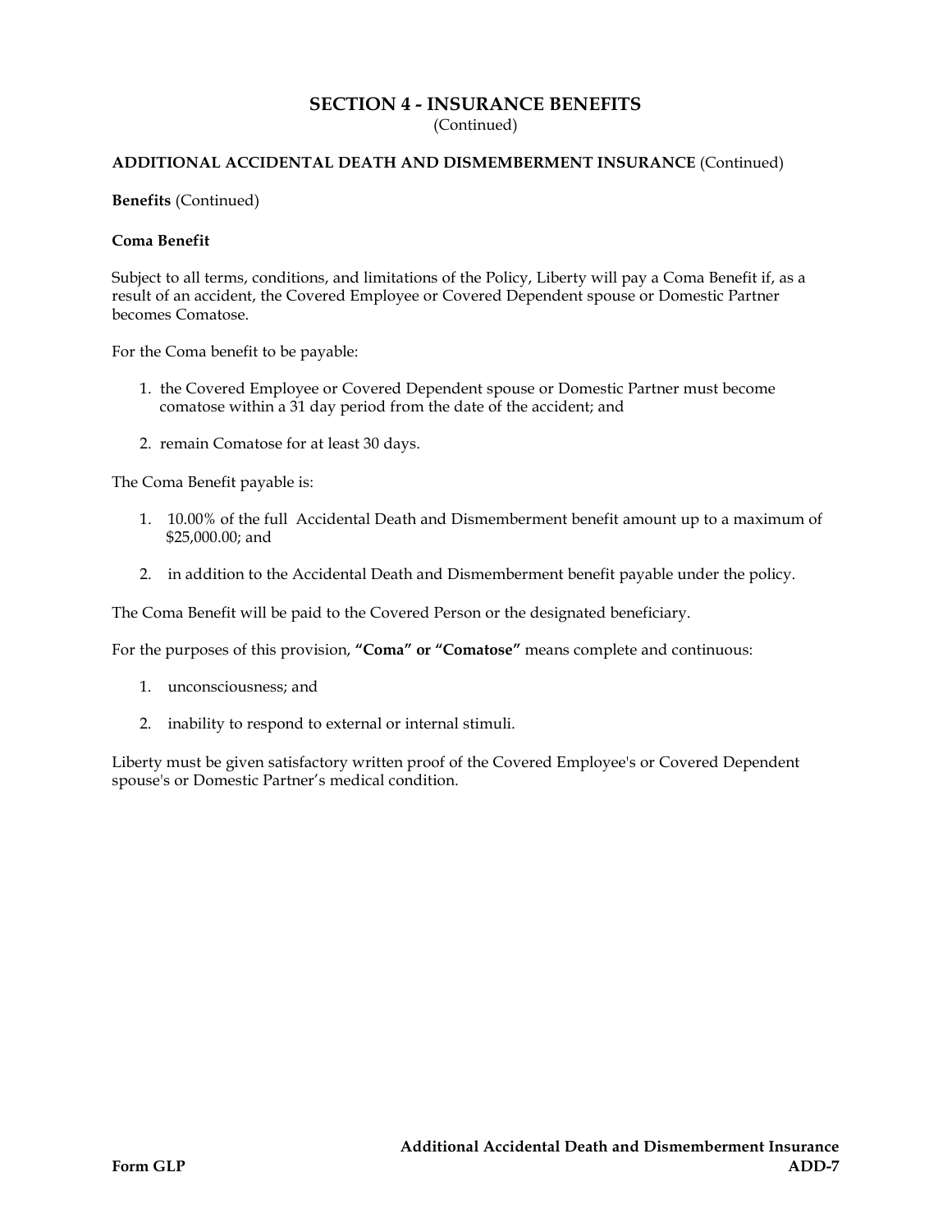# SECTION 4 - INSURANCE BENEFITS

(Continued)

**ADDITIONAL ACCIDENTAL DEATH AND DISMEMBERMENT INSURANCE** (Continued)

**Benefits** (Continued)

**Coma Benefit**

Subject to all terms, conditions, and limitations of the Policy, Liberty will pay a Coma Benefit if, as a result of an accident, the Covered Employee or Covered Dependent spouse or Domestic Partner becomes Comatose.

For the Coma benefit to be payable:

1. the Covered Employee or Covered Dependent spouse or Domestic Partner must become comatose within a 31 day period from the date of the accident; and
2. remain Comatose for at least 30 days.

The Coma Benefit payable is:

1. 10.00% of the full Accidental Death and Dismemberment benefit amount up to a maximum of $25,000.00; and
2. in addition to the Accidental Death and Dismemberment benefit payable under the policy.

The Coma Benefit will be paid to the Covered Person or the designated beneficiary.

For the purposes of this provision, **"Coma" or "Comatose"** means complete and continuous:

1. unconsciousness; and
2. inability to respond to external or internal stimuli.

Liberty must be given satisfactory written proof of the Covered Employee's or Covered Dependent spouse's or Domestic Partner's medical condition.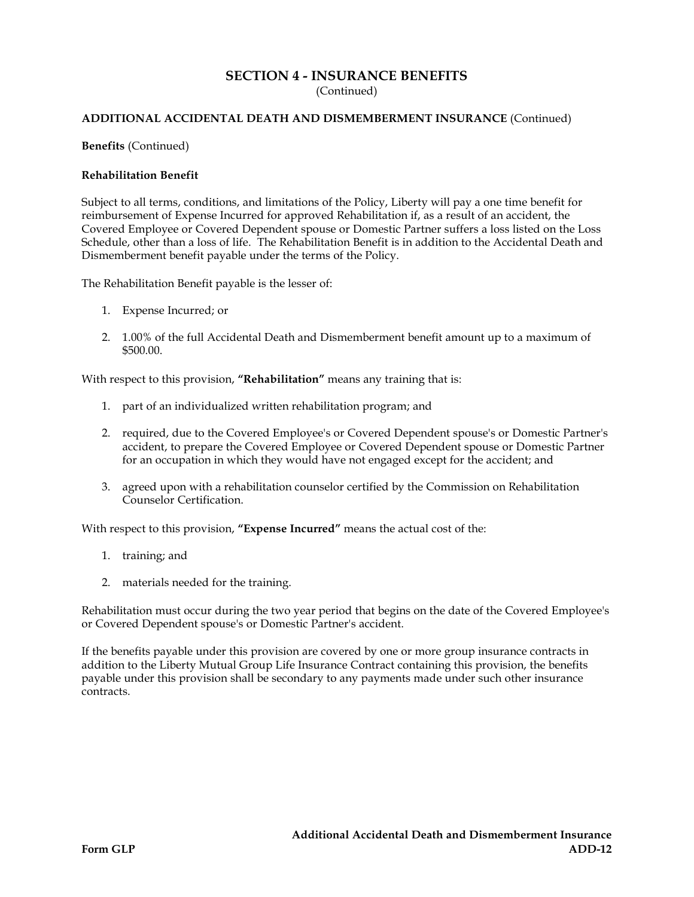# SECTION 4 - INSURANCE BENEFITS
(Continued)

**ADDITIONAL ACCIDENTAL DEATH AND DISMEMBERMENT INSURANCE** (Continued)

**Benefits** (Continued)

**Rehabilitation Benefit**

Subject to all terms, conditions, and limitations of the Policy, Liberty will pay a one time benefit for reimbursement of Expense Incurred for approved Rehabilitation if, as a result of an accident, the Covered Employee or Covered Dependent spouse or Domestic Partner suffers a loss listed on the Loss Schedule, other than a loss of life. The Rehabilitation Benefit is in addition to the Accidental Death and Dismemberment benefit payable under the terms of the Policy.

The Rehabilitation Benefit payable is the lesser of:

1. Expense Incurred; or
2. 1.00% of the full Accidental Death and Dismemberment benefit amount up to a maximum of $500.00.

With respect to this provision, **"Rehabilitation"** means any training that is:

1. part of an individualized written rehabilitation program; and
2. required, due to the Covered Employee's or Covered Dependent spouse's or Domestic Partner's accident, to prepare the Covered Employee or Covered Dependent spouse or Domestic Partner for an occupation in which they would have not engaged except for the accident; and
3. agreed upon with a rehabilitation counselor certified by the Commission on Rehabilitation Counselor Certification.

With respect to this provision, **"Expense Incurred"** means the actual cost of the:

1. training; and
2. materials needed for the training.

Rehabilitation must occur during the two year period that begins on the date of the Covered Employee's or Covered Dependent spouse's or Domestic Partner's accident.

If the benefits payable under this provision are covered by one or more group insurance contracts in addition to the Liberty Mutual Group Life Insurance Contract containing this provision, the benefits payable under this provision shall be secondary to any payments made under such other insurance contracts.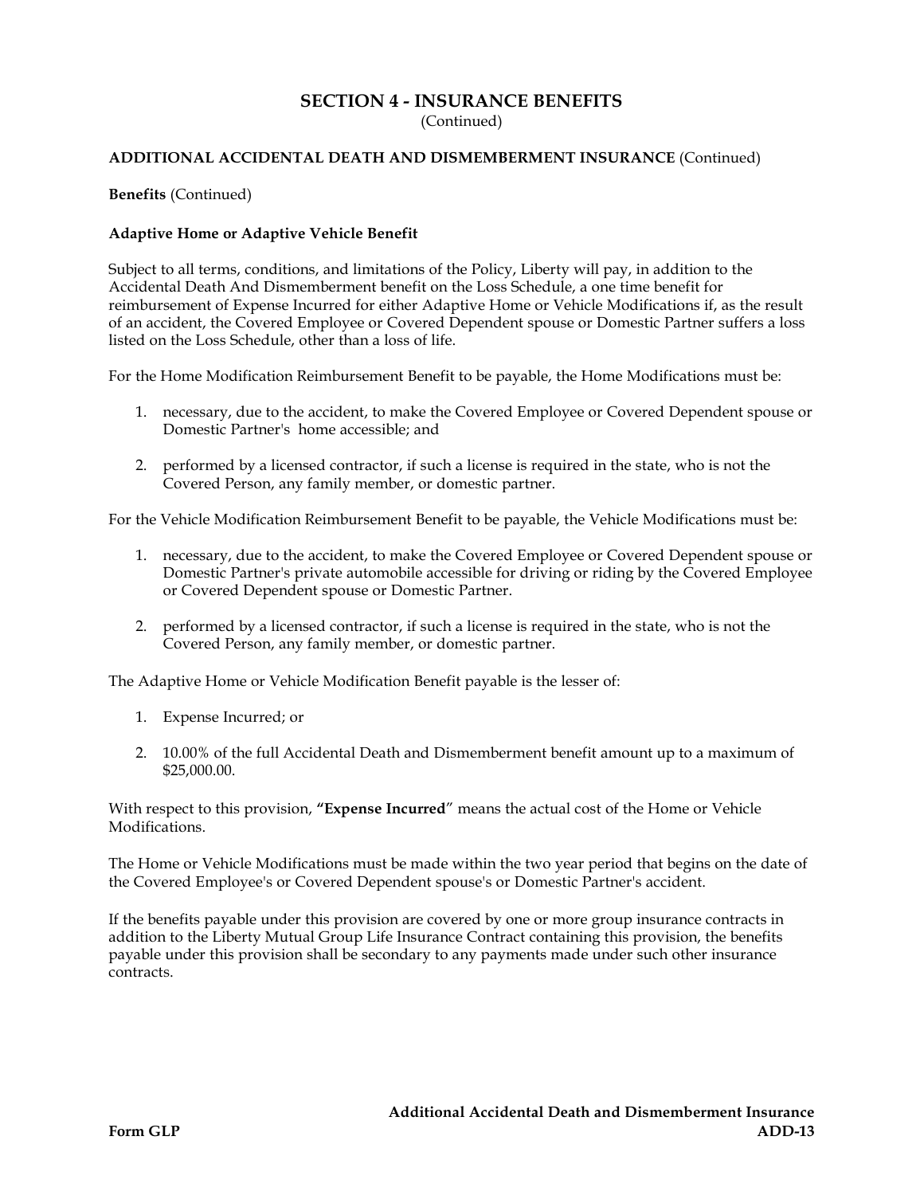## SECTION 4 - INSURANCE BENEFITS
(Continued)

**ADDITIONAL ACCIDENTAL DEATH AND DISMEMBERMENT INSURANCE** (Continued)

**Benefits** (Continued)

**Adaptive Home or Adaptive Vehicle Benefit**

Subject to all terms, conditions, and limitations of the Policy, Liberty will pay, in addition to the Accidental Death And Dismemberment benefit on the Loss Schedule, a one time benefit for reimbursement of Expense Incurred for either Adaptive Home or Vehicle Modifications if, as the result of an accident, the Covered Employee or Covered Dependent spouse or Domestic Partner suffers a loss listed on the Loss Schedule, other than a loss of life.

For the Home Modification Reimbursement Benefit to be payable, the Home Modifications must be:

1. necessary, due to the accident, to make the Covered Employee or Covered Dependent spouse or Domestic Partner's home accessible; and

2. performed by a licensed contractor, if such a license is required in the state, who is not the Covered Person, any family member, or domestic partner.

For the Vehicle Modification Reimbursement Benefit to be payable, the Vehicle Modifications must be:

1. necessary, due to the accident, to make the Covered Employee or Covered Dependent spouse or Domestic Partner's private automobile accessible for driving or riding by the Covered Employee or Covered Dependent spouse or Domestic Partner.

2. performed by a licensed contractor, if such a license is required in the state, who is not the Covered Person, any family member, or domestic partner.

The Adaptive Home or Vehicle Modification Benefit payable is the lesser of:

1. Expense Incurred; or

2. 10.00% of the full Accidental Death and Dismemberment benefit amount up to a maximum of $25,000.00.

With respect to this provision, **"Expense Incurred"** means the actual cost of the Home or Vehicle Modifications.

The Home or Vehicle Modifications must be made within the two year period that begins on the date of the Covered Employee's or Covered Dependent spouse's or Domestic Partner's accident.

If the benefits payable under this provision are covered by one or more group insurance contracts in addition to the Liberty Mutual Group Life Insurance Contract containing this provision, the benefits payable under this provision shall be secondary to any payments made under such other insurance contracts.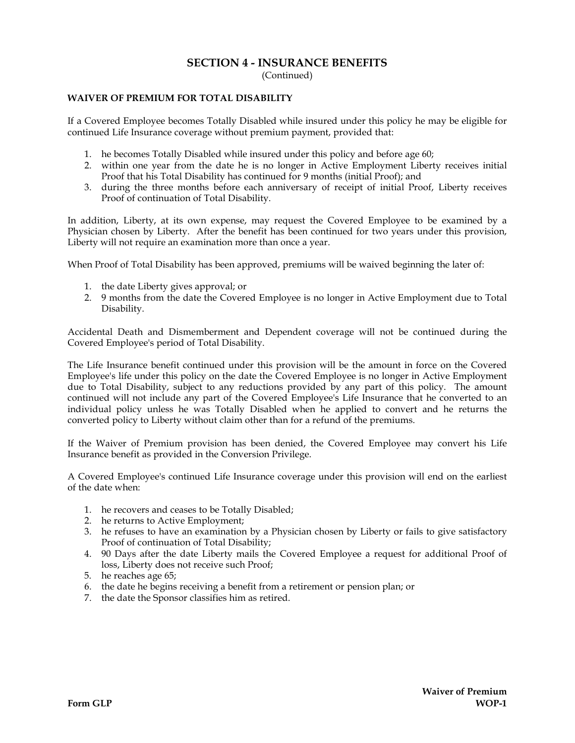## SECTION 4 - INSURANCE BENEFITS
(Continued)

**WAIVER OF PREMIUM FOR TOTAL DISABILITY**

If a Covered Employee becomes Totally Disabled while insured under this policy he may be eligible for continued Life Insurance coverage without premium payment, provided that:

1. he becomes Totally Disabled while insured under this policy and before age 60;
2. within one year from the date he is no longer in Active Employment Liberty receives initial Proof that his Total Disability has continued for 9 months (initial Proof); and
3. during the three months before each anniversary of receipt of initial Proof, Liberty receives Proof of continuation of Total Disability.

In addition, Liberty, at its own expense, may request the Covered Employee to be examined by a Physician chosen by Liberty. After the benefit has been continued for two years under this provision, Liberty will not require an examination more than once a year.

When Proof of Total Disability has been approved, premiums will be waived beginning the later of:

1. the date Liberty gives approval; or
2. 9 months from the date the Covered Employee is no longer in Active Employment due to Total Disability.

Accidental Death and Dismemberment and Dependent coverage will not be continued during the Covered Employee's period of Total Disability.

The Life Insurance benefit continued under this provision will be the amount in force on the Covered Employee's life under this policy on the date the Covered Employee is no longer in Active Employment due to Total Disability, subject to any reductions provided by any part of this policy. The amount continued will not include any part of the Covered Employee's Life Insurance that he converted to an individual policy unless he was Totally Disabled when he applied to convert and he returns the converted policy to Liberty without claim other than for a refund of the premiums.

If the Waiver of Premium provision has been denied, the Covered Employee may convert his Life Insurance benefit as provided in the Conversion Privilege.

A Covered Employee's continued Life Insurance coverage under this provision will end on the earliest of the date when:

1. he recovers and ceases to be Totally Disabled;
2. he returns to Active Employment;
3. he refuses to have an examination by a Physician chosen by Liberty or fails to give satisfactory Proof of continuation of Total Disability;
4. 90 Days after the date Liberty mails the Covered Employee a request for additional Proof of loss, Liberty does not receive such Proof;
5. he reaches age 65;
6. the date he begins receiving a benefit from a retirement or pension plan; or
7. the date the Sponsor classifies him as retired.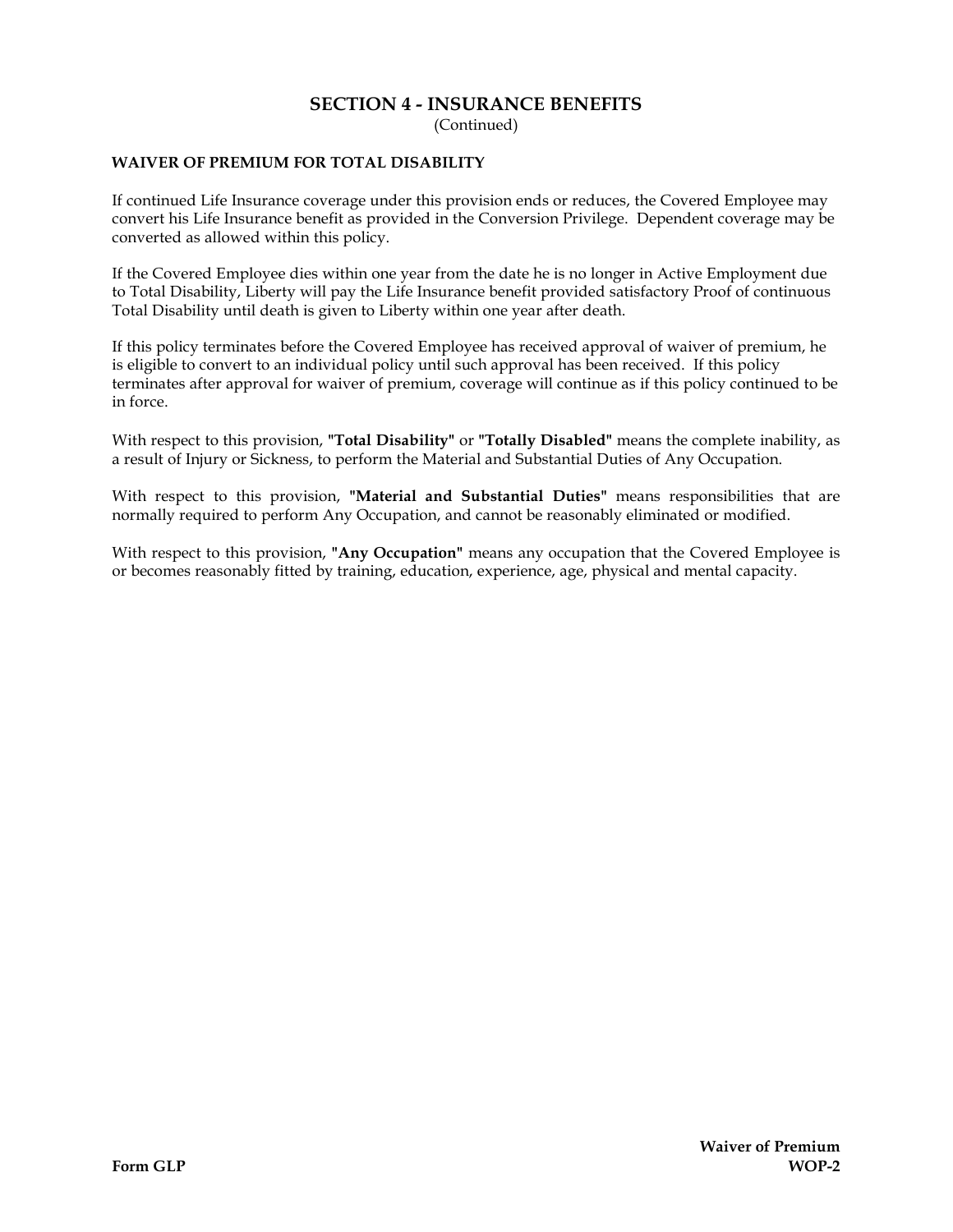## SECTION 4 - INSURANCE BENEFITS

(Continued)

### WAIVER OF PREMIUM FOR TOTAL DISABILITY

If continued Life Insurance coverage under this provision ends or reduces, the Covered Employee may convert his Life Insurance benefit as provided in the Conversion Privilege. Dependent coverage may be converted as allowed within this policy.

If the Covered Employee dies within one year from the date he is no longer in Active Employment due to Total Disability, Liberty will pay the Life Insurance benefit provided satisfactory Proof of continuous Total Disability until death is given to Liberty within one year after death.

If this policy terminates before the Covered Employee has received approval of waiver of premium, he is eligible to convert to an individual policy until such approval has been received. If this policy terminates after approval for waiver of premium, coverage will continue as if this policy continued to be in force.

With respect to this provision, **"Total Disability"** or **"Totally Disabled"** means the complete inability, as a result of Injury or Sickness, to perform the Material and Substantial Duties of Any Occupation.

With respect to this provision, **"Material and Substantial Duties"** means responsibilities that are normally required to perform Any Occupation, and cannot be reasonably eliminated or modified.

With respect to this provision, **"Any Occupation"** means any occupation that the Covered Employee is or becomes reasonably fitted by training, education, experience, age, physical and mental capacity.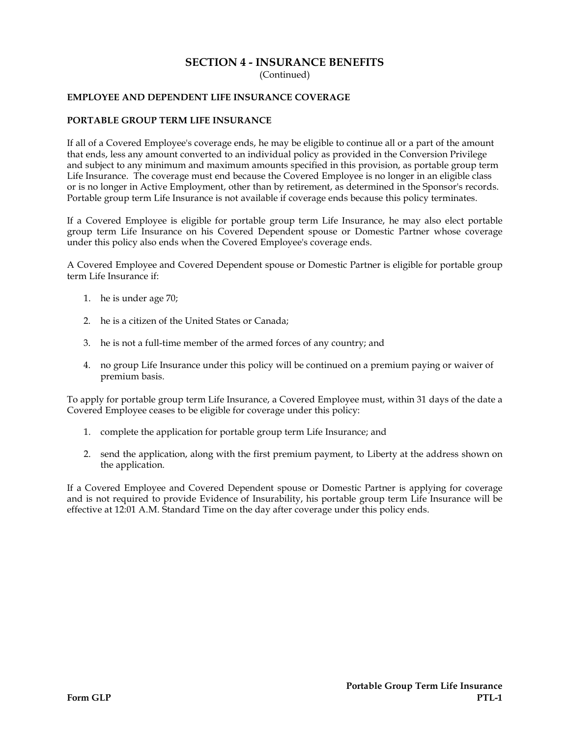## SECTION 4 - INSURANCE BENEFITS

(Continued)

**EMPLOYEE AND DEPENDENT LIFE INSURANCE COVERAGE**

**PORTABLE GROUP TERM LIFE INSURANCE**

If all of a Covered Employee's coverage ends, he may be eligible to continue all or a part of the amount that ends, less any amount converted to an individual policy as provided in the Conversion Privilege and subject to any minimum and maximum amounts specified in this provision, as portable group term Life Insurance. The coverage must end because the Covered Employee is no longer in an eligible class or is no longer in Active Employment, other than by retirement, as determined in the Sponsor's records. Portable group term Life Insurance is not available if coverage ends because this policy terminates.

If a Covered Employee is eligible for portable group term Life Insurance, he may also elect portable group term Life Insurance on his Covered Dependent spouse or Domestic Partner whose coverage under this policy also ends when the Covered Employee's coverage ends.

A Covered Employee and Covered Dependent spouse or Domestic Partner is eligible for portable group term Life Insurance if:

1. he is under age 70;
2. he is a citizen of the United States or Canada;
3. he is not a full-time member of the armed forces of any country; and
4. no group Life Insurance under this policy will be continued on a premium paying or waiver of premium basis.

To apply for portable group term Life Insurance, a Covered Employee must, within 31 days of the date a Covered Employee ceases to be eligible for coverage under this policy:

1. complete the application for portable group term Life Insurance; and
2. send the application, along with the first premium payment, to Liberty at the address shown on the application.

If a Covered Employee and Covered Dependent spouse or Domestic Partner is applying for coverage and is not required to provide Evidence of Insurability, his portable group term Life Insurance will be effective at 12:01 A.M. Standard Time on the day after coverage under this policy ends.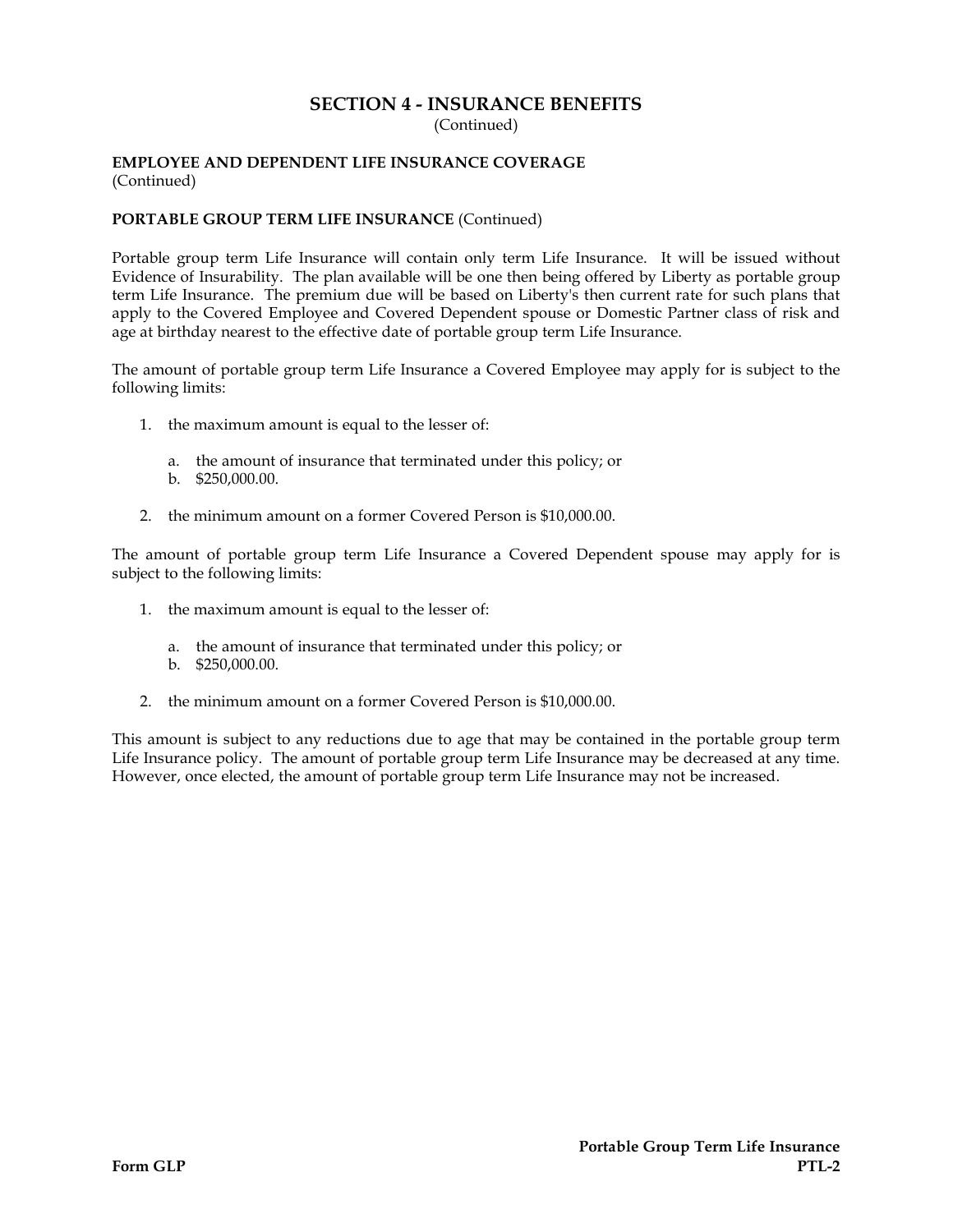## SECTION 4 - INSURANCE BENEFITS
(Continued)

**EMPLOYEE AND DEPENDENT LIFE INSURANCE COVERAGE**
(Continued)

**PORTABLE GROUP TERM LIFE INSURANCE** (Continued)

Portable group term Life Insurance will contain only term Life Insurance. It will be issued without Evidence of Insurability. The plan available will be one then being offered by Liberty as portable group term Life Insurance. The premium due will be based on Liberty's then current rate for such plans that apply to the Covered Employee and Covered Dependent spouse or Domestic Partner class of risk and age at birthday nearest to the effective date of portable group term Life Insurance.

The amount of portable group term Life Insurance a Covered Employee may apply for is subject to the following limits:

1. the maximum amount is equal to the lesser of:

   a. the amount of insurance that terminated under this policy; or
   b. $250,000.00.

2. the minimum amount on a former Covered Person is $10,000.00.

The amount of portable group term Life Insurance a Covered Dependent spouse may apply for is subject to the following limits:

1. the maximum amount is equal to the lesser of:

   a. the amount of insurance that terminated under this policy; or
   b. $250,000.00.

2. the minimum amount on a former Covered Person is $10,000.00.

This amount is subject to any reductions due to age that may be contained in the portable group term Life Insurance policy. The amount of portable group term Life Insurance may be decreased at any time. However, once elected, the amount of portable group term Life Insurance may not be increased.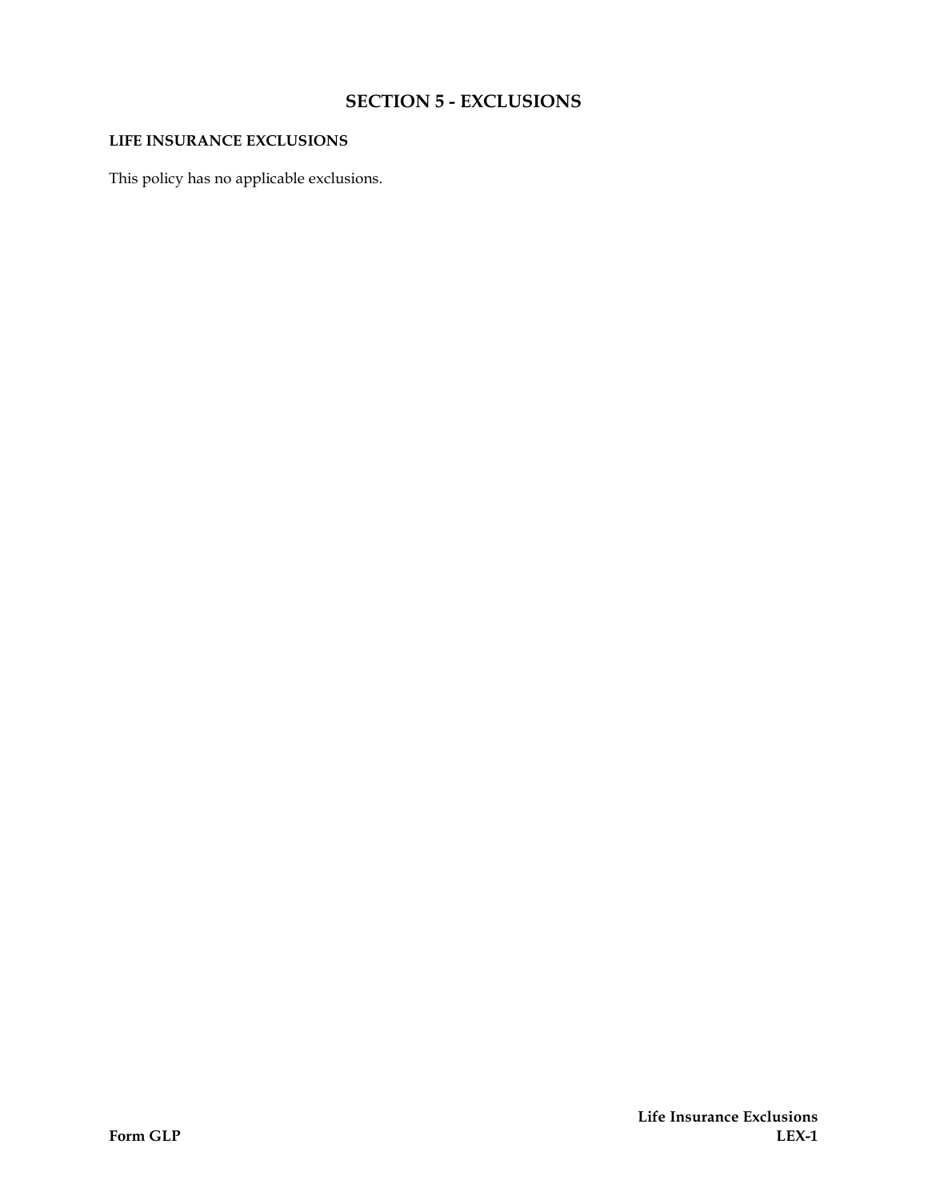# SECTION 5 - EXCLUSIONS

**LIFE INSURANCE EXCLUSIONS**

This policy has no applicable exclusions.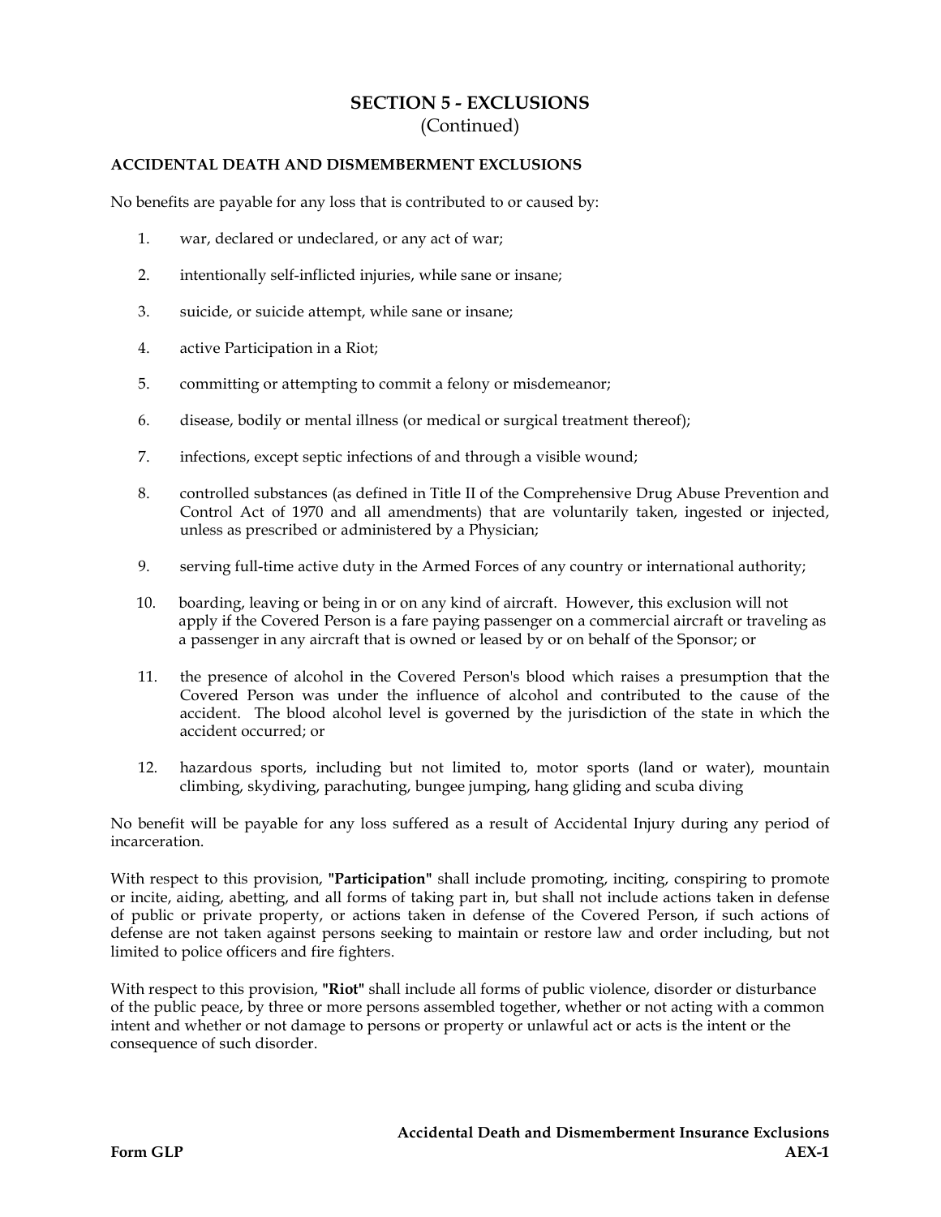# SECTION 5 - EXCLUSIONS
(Continued)

**ACCIDENTAL DEATH AND DISMEMBERMENT EXCLUSIONS**

No benefits are payable for any loss that is contributed to or caused by:

1. war, declared or undeclared, or any act of war;
2. intentionally self-inflicted injuries, while sane or insane;
3. suicide, or suicide attempt, while sane or insane;
4. active Participation in a Riot;
5. committing or attempting to commit a felony or misdemeanor;
6. disease, bodily or mental illness (or medical or surgical treatment thereof);
7. infections, except septic infections of and through a visible wound;
8. controlled substances (as defined in Title II of the Comprehensive Drug Abuse Prevention and Control Act of 1970 and all amendments) that are voluntarily taken, ingested or injected, unless as prescribed or administered by a Physician;
9. serving full-time active duty in the Armed Forces of any country or international authority;
10. boarding, leaving or being in or on any kind of aircraft. However, this exclusion will not apply if the Covered Person is a fare paying passenger on a commercial aircraft or traveling as a passenger in any aircraft that is owned or leased by or on behalf of the Sponsor; or
11. the presence of alcohol in the Covered Person's blood which raises a presumption that the Covered Person was under the influence of alcohol and contributed to the cause of the accident. The blood alcohol level is governed by the jurisdiction of the state in which the accident occurred; or
12. hazardous sports, including but not limited to, motor sports (land or water), mountain climbing, skydiving, parachuting, bungee jumping, hang gliding and scuba diving

No benefit will be payable for any loss suffered as a result of Accidental Injury during any period of incarceration.

With respect to this provision, **"Participation"** shall include promoting, inciting, conspiring to promote or incite, aiding, abetting, and all forms of taking part in, but shall not include actions taken in defense of public or private property, or actions taken in defense of the Covered Person, if such actions of defense are not taken against persons seeking to maintain or restore law and order including, but not limited to police officers and fire fighters.

With respect to this provision, **"Riot"** shall include all forms of public violence, disorder or disturbance of the public peace, by three or more persons assembled together, whether or not acting with a common intent and whether or not damage to persons or property or unlawful act or acts is the intent or the consequence of such disorder.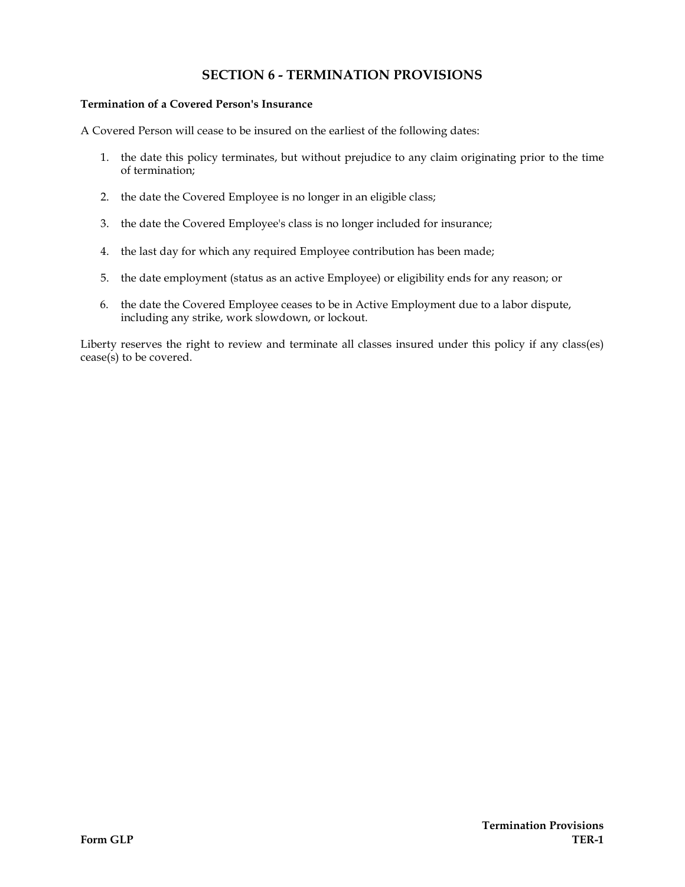## SECTION 6 - TERMINATION PROVISIONS

**Termination of a Covered Person's Insurance**

A Covered Person will cease to be insured on the earliest of the following dates:

1. the date this policy terminates, but without prejudice to any claim originating prior to the time of termination;

2. the date the Covered Employee is no longer in an eligible class;

3. the date the Covered Employee's class is no longer included for insurance;

4. the last day for which any required Employee contribution has been made;

5. the date employment (status as an active Employee) or eligibility ends for any reason; or

6. the date the Covered Employee ceases to be in Active Employment due to a labor dispute, including any strike, work slowdown, or lockout.

Liberty reserves the right to review and terminate all classes insured under this policy if any class(es) cease(s) to be covered.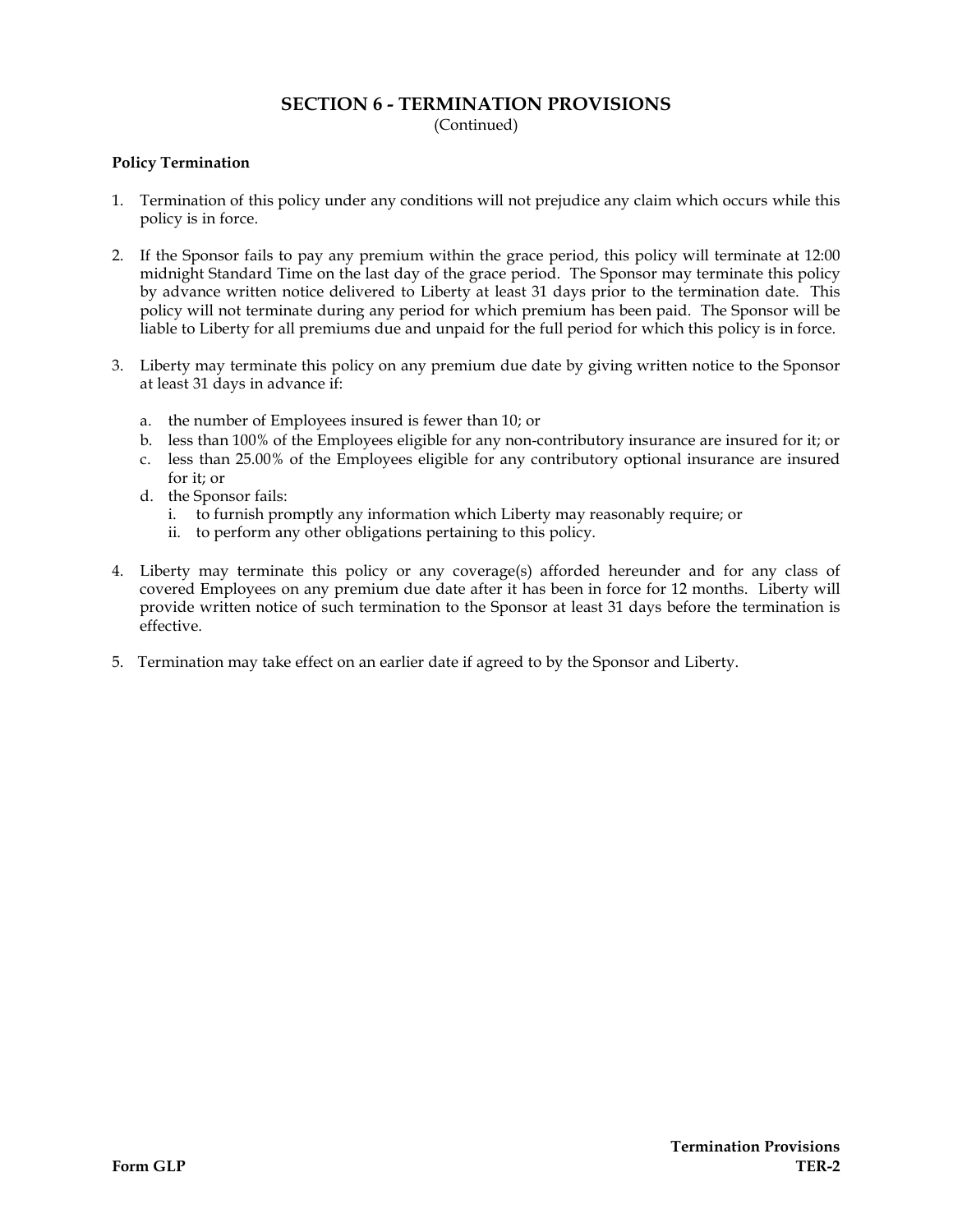## SECTION 6 - TERMINATION PROVISIONS

(Continued)

**Policy Termination**

1. Termination of this policy under any conditions will not prejudice any claim which occurs while this policy is in force.

2. If the Sponsor fails to pay any premium within the grace period, this policy will terminate at 12:00 midnight Standard Time on the last day of the grace period. The Sponsor may terminate this policy by advance written notice delivered to Liberty at least 31 days prior to the termination date. This policy will not terminate during any period for which premium has been paid. The Sponsor will be liable to Liberty for all premiums due and unpaid for the full period for which this policy is in force.

3. Liberty may terminate this policy on any premium due date by giving written notice to the Sponsor at least 31 days in advance if:

   a. the number of Employees insured is fewer than 10; or
   b. less than 100% of the Employees eligible for any non-contributory insurance are insured for it; or
   c. less than 25.00% of the Employees eligible for any contributory optional insurance are insured for it; or
   d. the Sponsor fails:
      i. to furnish promptly any information which Liberty may reasonably require; or
      ii. to perform any other obligations pertaining to this policy.

4. Liberty may terminate this policy or any coverage(s) afforded hereunder and for any class of covered Employees on any premium due date after it has been in force for 12 months. Liberty will provide written notice of such termination to the Sponsor at least 31 days before the termination is effective.

5. Termination may take effect on an earlier date if agreed to by the Sponsor and Liberty.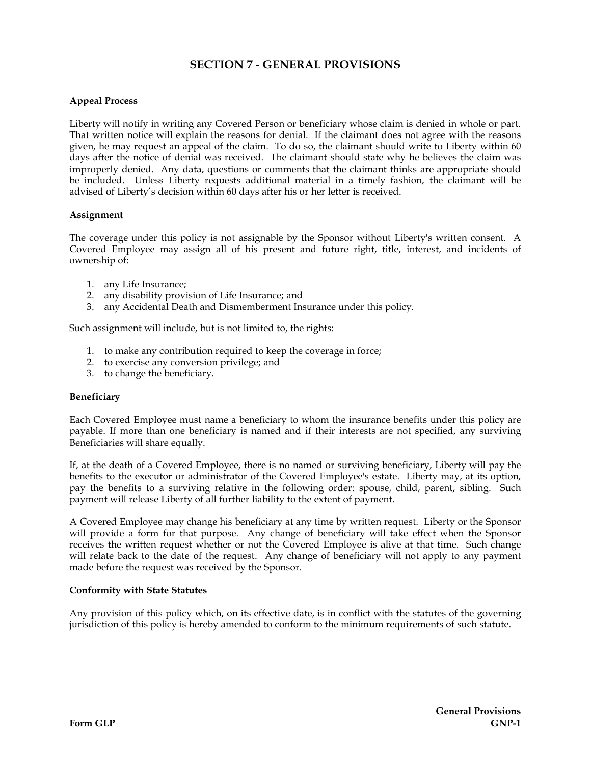## SECTION 7 - GENERAL PROVISIONS

**Appeal Process**

Liberty will notify in writing any Covered Person or beneficiary whose claim is denied in whole or part. That written notice will explain the reasons for denial. If the claimant does not agree with the reasons given, he may request an appeal of the claim. To do so, the claimant should write to Liberty within 60 days after the notice of denial was received. The claimant should state why he believes the claim was improperly denied. Any data, questions or comments that the claimant thinks are appropriate should be included. Unless Liberty requests additional material in a timely fashion, the claimant will be advised of Liberty's decision within 60 days after his or her letter is received.

**Assignment**

The coverage under this policy is not assignable by the Sponsor without Liberty's written consent. A Covered Employee may assign all of his present and future right, title, interest, and incidents of ownership of:

1. any Life Insurance;
2. any disability provision of Life Insurance; and
3. any Accidental Death and Dismemberment Insurance under this policy.

Such assignment will include, but is not limited to, the rights:

1. to make any contribution required to keep the coverage in force;
2. to exercise any conversion privilege; and
3. to change the beneficiary.

**Beneficiary**

Each Covered Employee must name a beneficiary to whom the insurance benefits under this policy are payable. If more than one beneficiary is named and if their interests are not specified, any surviving Beneficiaries will share equally.

If, at the death of a Covered Employee, there is no named or surviving beneficiary, Liberty will pay the benefits to the executor or administrator of the Covered Employee's estate. Liberty may, at its option, pay the benefits to a surviving relative in the following order: spouse, child, parent, sibling. Such payment will release Liberty of all further liability to the extent of payment.

A Covered Employee may change his beneficiary at any time by written request. Liberty or the Sponsor will provide a form for that purpose. Any change of beneficiary will take effect when the Sponsor receives the written request whether or not the Covered Employee is alive at that time. Such change will relate back to the date of the request. Any change of beneficiary will not apply to any payment made before the request was received by the Sponsor.

**Conformity with State Statutes**

Any provision of this policy which, on its effective date, is in conflict with the statutes of the governing jurisdiction of this policy is hereby amended to conform to the minimum requirements of such statute.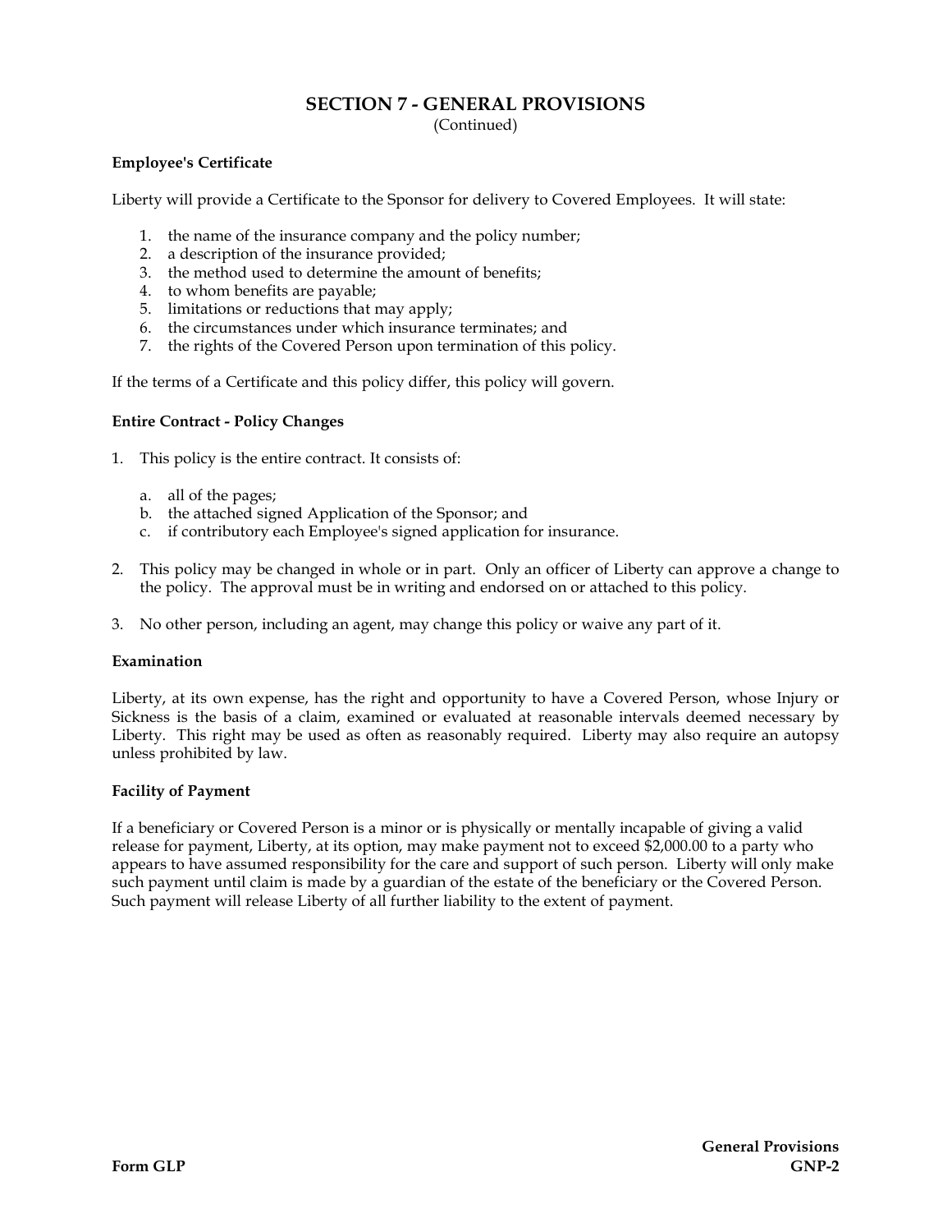## SECTION 7 - GENERAL PROVISIONS
(Continued)

**Employee's Certificate**

Liberty will provide a Certificate to the Sponsor for delivery to Covered Employees. It will state:

1. the name of the insurance company and the policy number;
2. a description of the insurance provided;
3. the method used to determine the amount of benefits;
4. to whom benefits are payable;
5. limitations or reductions that may apply;
6. the circumstances under which insurance terminates; and
7. the rights of the Covered Person upon termination of this policy.

If the terms of a Certificate and this policy differ, this policy will govern.

**Entire Contract - Policy Changes**

1. This policy is the entire contract. It consists of:

   a. all of the pages;
   b. the attached signed Application of the Sponsor; and
   c. if contributory each Employee's signed application for insurance.

2. This policy may be changed in whole or in part. Only an officer of Liberty can approve a change to the policy. The approval must be in writing and endorsed on or attached to this policy.

3. No other person, including an agent, may change this policy or waive any part of it.

**Examination**

Liberty, at its own expense, has the right and opportunity to have a Covered Person, whose Injury or Sickness is the basis of a claim, examined or evaluated at reasonable intervals deemed necessary by Liberty. This right may be used as often as reasonably required. Liberty may also require an autopsy unless prohibited by law.

**Facility of Payment**

If a beneficiary or Covered Person is a minor or is physically or mentally incapable of giving a valid release for payment, Liberty, at its option, may make payment not to exceed $2,000.00 to a party who appears to have assumed responsibility for the care and support of such person. Liberty will only make such payment until claim is made by a guardian of the estate of the beneficiary or the Covered Person. Such payment will release Liberty of all further liability to the extent of payment.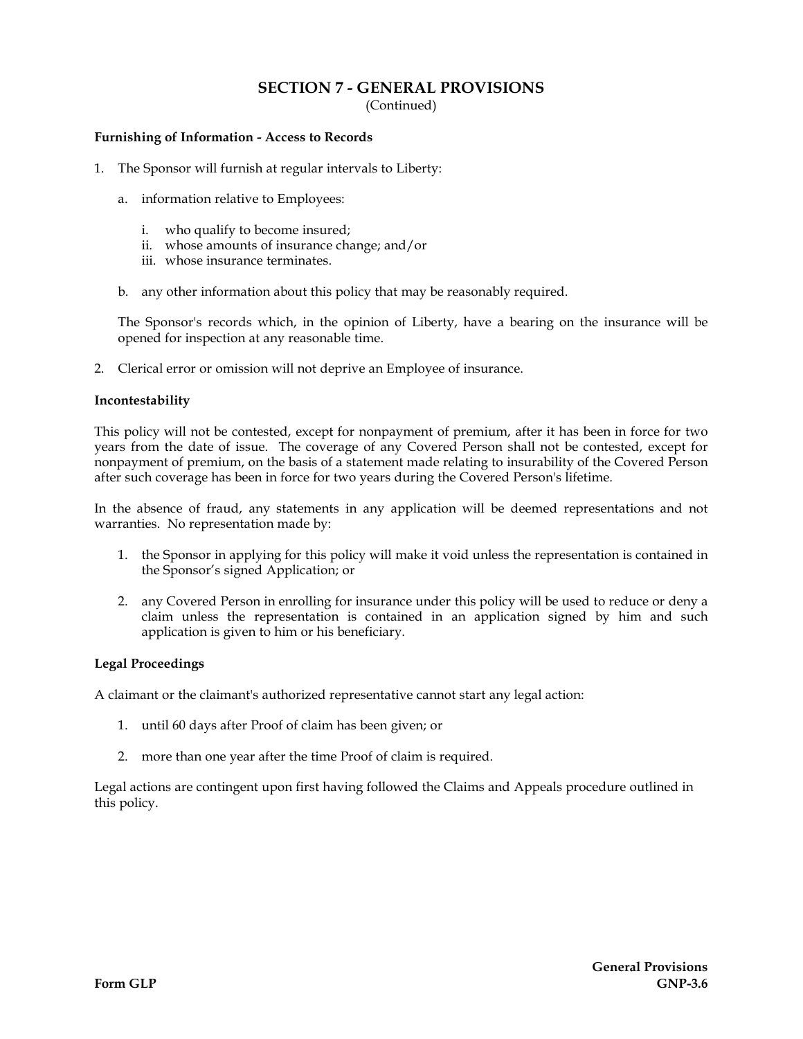# SECTION 7 - GENERAL PROVISIONS

(Continued)

**Furnishing of Information - Access to Records**

1. The Sponsor will furnish at regular intervals to Liberty:

   a. information relative to Employees:

      i. who qualify to become insured;
      ii. whose amounts of insurance change; and/or
      iii. whose insurance terminates.

   b. any other information about this policy that may be reasonably required.

   The Sponsor's records which, in the opinion of Liberty, have a bearing on the insurance will be opened for inspection at any reasonable time.

2. Clerical error or omission will not deprive an Employee of insurance.

**Incontestability**

This policy will not be contested, except for nonpayment of premium, after it has been in force for two years from the date of issue. The coverage of any Covered Person shall not be contested, except for nonpayment of premium, on the basis of a statement made relating to insurability of the Covered Person after such coverage has been in force for two years during the Covered Person's lifetime.

In the absence of fraud, any statements in any application will be deemed representations and not warranties. No representation made by:

1. the Sponsor in applying for this policy will make it void unless the representation is contained in the Sponsor's signed Application; or

2. any Covered Person in enrolling for insurance under this policy will be used to reduce or deny a claim unless the representation is contained in an application signed by him and such application is given to him or his beneficiary.

**Legal Proceedings**

A claimant or the claimant's authorized representative cannot start any legal action:

1. until 60 days after Proof of claim has been given; or

2. more than one year after the time Proof of claim is required.

Legal actions are contingent upon first having followed the Claims and Appeals procedure outlined in this policy.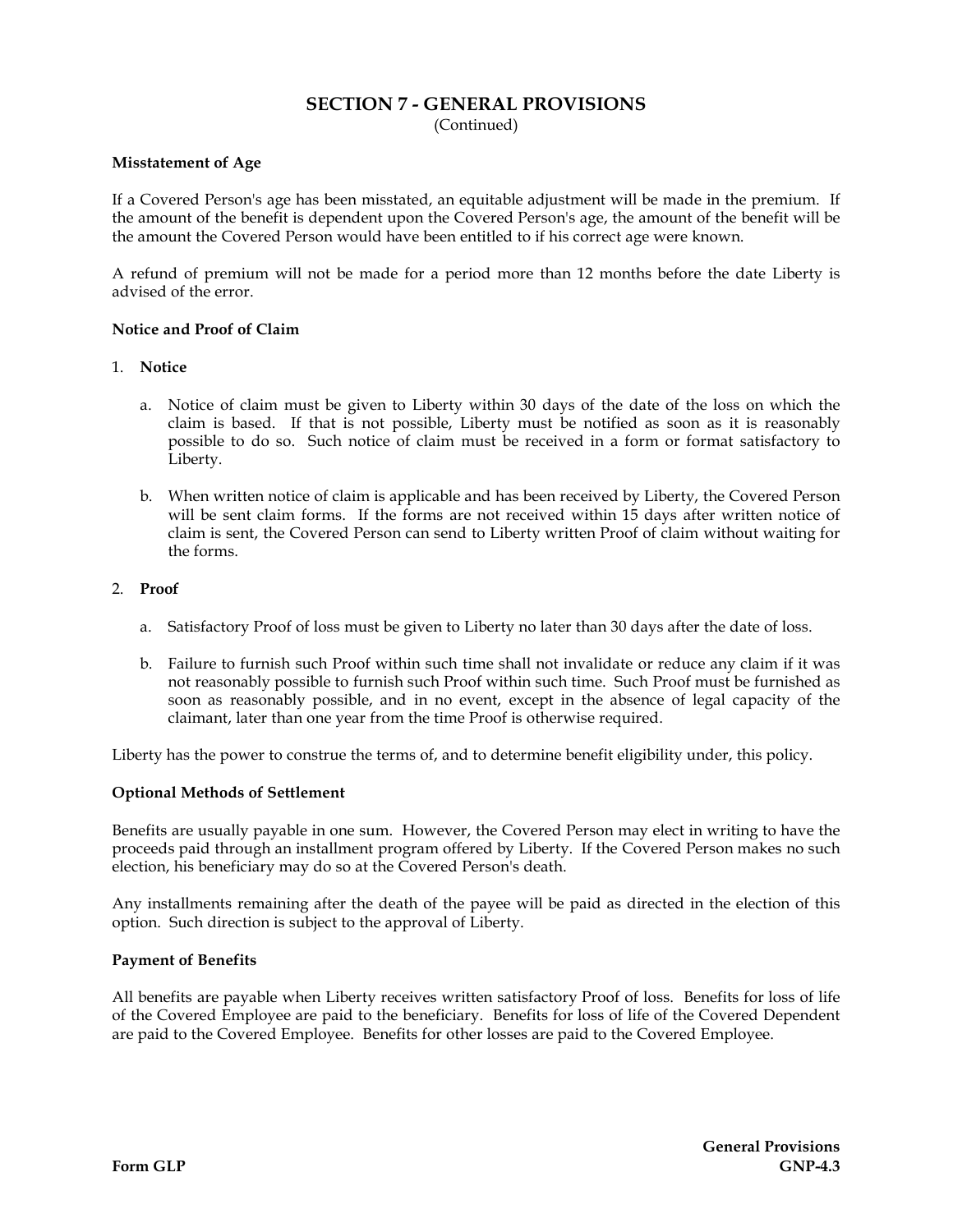## SECTION 7 - GENERAL PROVISIONS
(Continued)

**Misstatement of Age**

If a Covered Person's age has been misstated, an equitable adjustment will be made in the premium. If the amount of the benefit is dependent upon the Covered Person's age, the amount of the benefit will be the amount the Covered Person would have been entitled to if his correct age were known.

A refund of premium will not be made for a period more than 12 months before the date Liberty is advised of the error.

**Notice and Proof of Claim**

1. **Notice**

   a. Notice of claim must be given to Liberty within 30 days of the date of the loss on which the claim is based. If that is not possible, Liberty must be notified as soon as it is reasonably possible to do so. Such notice of claim must be received in a form or format satisfactory to Liberty.

   b. When written notice of claim is applicable and has been received by Liberty, the Covered Person will be sent claim forms. If the forms are not received within 15 days after written notice of claim is sent, the Covered Person can send to Liberty written Proof of claim without waiting for the forms.

2. **Proof**

   a. Satisfactory Proof of loss must be given to Liberty no later than 30 days after the date of loss.

   b. Failure to furnish such Proof within such time shall not invalidate or reduce any claim if it was not reasonably possible to furnish such Proof within such time. Such Proof must be furnished as soon as reasonably possible, and in no event, except in the absence of legal capacity of the claimant, later than one year from the time Proof is otherwise required.

Liberty has the power to construe the terms of, and to determine benefit eligibility under, this policy.

**Optional Methods of Settlement**

Benefits are usually payable in one sum. However, the Covered Person may elect in writing to have the proceeds paid through an installment program offered by Liberty. If the Covered Person makes no such election, his beneficiary may do so at the Covered Person's death.

Any installments remaining after the death of the payee will be paid as directed in the election of this option. Such direction is subject to the approval of Liberty.

**Payment of Benefits**

All benefits are payable when Liberty receives written satisfactory Proof of loss. Benefits for loss of life of the Covered Employee are paid to the beneficiary. Benefits for loss of life of the Covered Dependent are paid to the Covered Employee. Benefits for other losses are paid to the Covered Employee.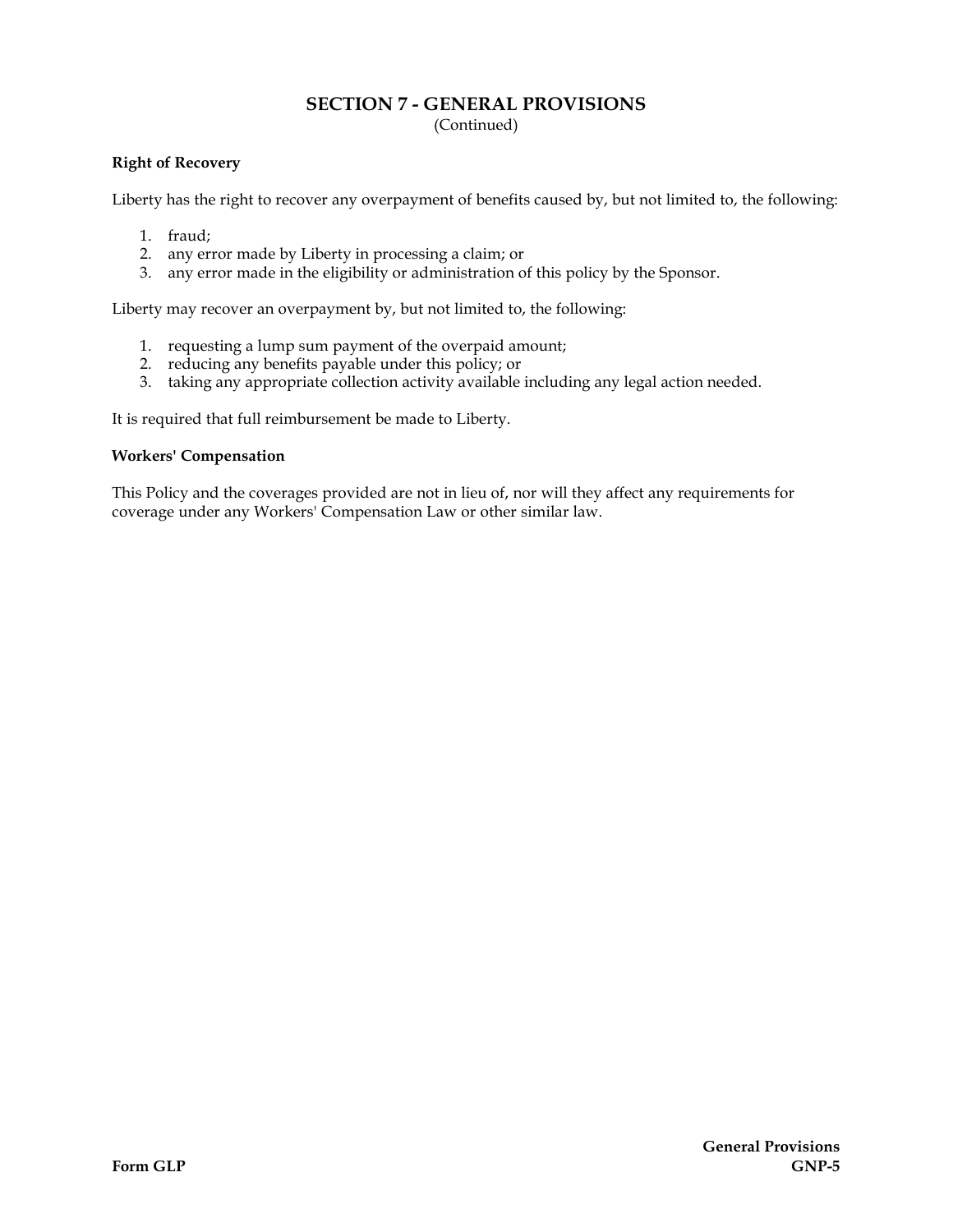# SECTION 7 - GENERAL PROVISIONS
(Continued)

**Right of Recovery**

Liberty has the right to recover any overpayment of benefits caused by, but not limited to, the following:

1. fraud;
2. any error made by Liberty in processing a claim; or
3. any error made in the eligibility or administration of this policy by the Sponsor.

Liberty may recover an overpayment by, but not limited to, the following:

1. requesting a lump sum payment of the overpaid amount;
2. reducing any benefits payable under this policy; or
3. taking any appropriate collection activity available including any legal action needed.

It is required that full reimbursement be made to Liberty.

**Workers' Compensation**

This Policy and the coverages provided are not in lieu of, nor will they affect any requirements for coverage under any Workers' Compensation Law or other similar law.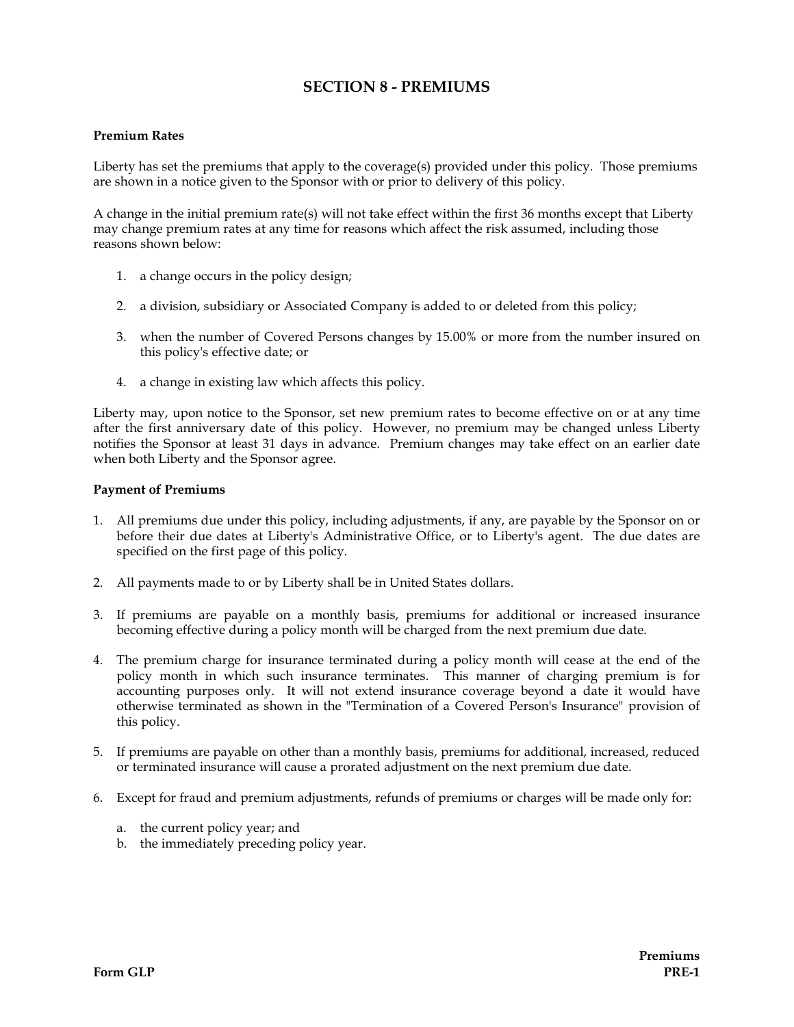# SECTION 8 - PREMIUMS

**Premium Rates**

Liberty has set the premiums that apply to the coverage(s) provided under this policy. Those premiums are shown in a notice given to the Sponsor with or prior to delivery of this policy.

A change in the initial premium rate(s) will not take effect within the first 36 months except that Liberty may change premium rates at any time for reasons which affect the risk assumed, including those reasons shown below:

1. a change occurs in the policy design;
2. a division, subsidiary or Associated Company is added to or deleted from this policy;
3. when the number of Covered Persons changes by 15.00% or more from the number insured on this policy's effective date; or
4. a change in existing law which affects this policy.

Liberty may, upon notice to the Sponsor, set new premium rates to become effective on or at any time after the first anniversary date of this policy. However, no premium may be changed unless Liberty notifies the Sponsor at least 31 days in advance. Premium changes may take effect on an earlier date when both Liberty and the Sponsor agree.

**Payment of Premiums**

1. All premiums due under this policy, including adjustments, if any, are payable by the Sponsor on or before their due dates at Liberty's Administrative Office, or to Liberty's agent. The due dates are specified on the first page of this policy.
2. All payments made to or by Liberty shall be in United States dollars.
3. If premiums are payable on a monthly basis, premiums for additional or increased insurance becoming effective during a policy month will be charged from the next premium due date.
4. The premium charge for insurance terminated during a policy month will cease at the end of the policy month in which such insurance terminates. This manner of charging premium is for accounting purposes only. It will not extend insurance coverage beyond a date it would have otherwise terminated as shown in the "Termination of a Covered Person's Insurance" provision of this policy.
5. If premiums are payable on other than a monthly basis, premiums for additional, increased, reduced or terminated insurance will cause a prorated adjustment on the next premium due date.
6. Except for fraud and premium adjustments, refunds of premiums or charges will be made only for:
   a. the current policy year; and
   b. the immediately preceding policy year.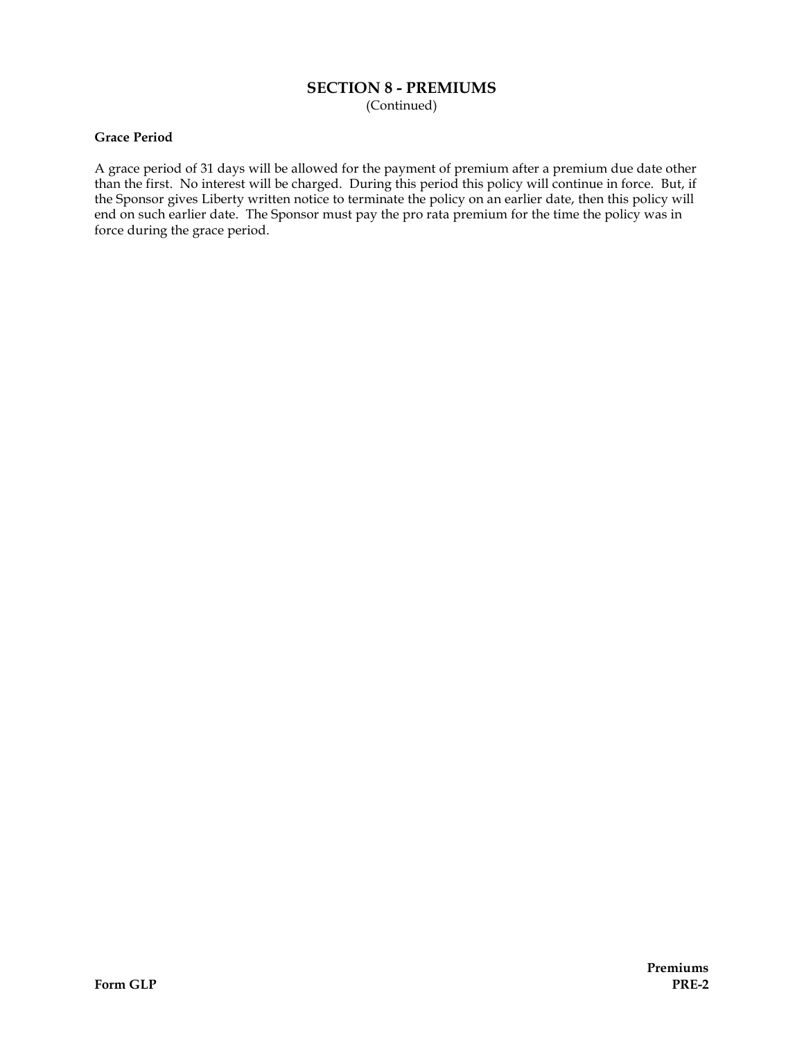## SECTION 8 - PREMIUMS

(Continued)

**Grace Period**

A grace period of 31 days will be allowed for the payment of premium after a premium due date other than the first. No interest will be charged. During this period this policy will continue in force. But, if the Sponsor gives Liberty written notice to terminate the policy on an earlier date, then this policy will end on such earlier date. The Sponsor must pay the pro rata premium for the time the policy was in force during the grace period.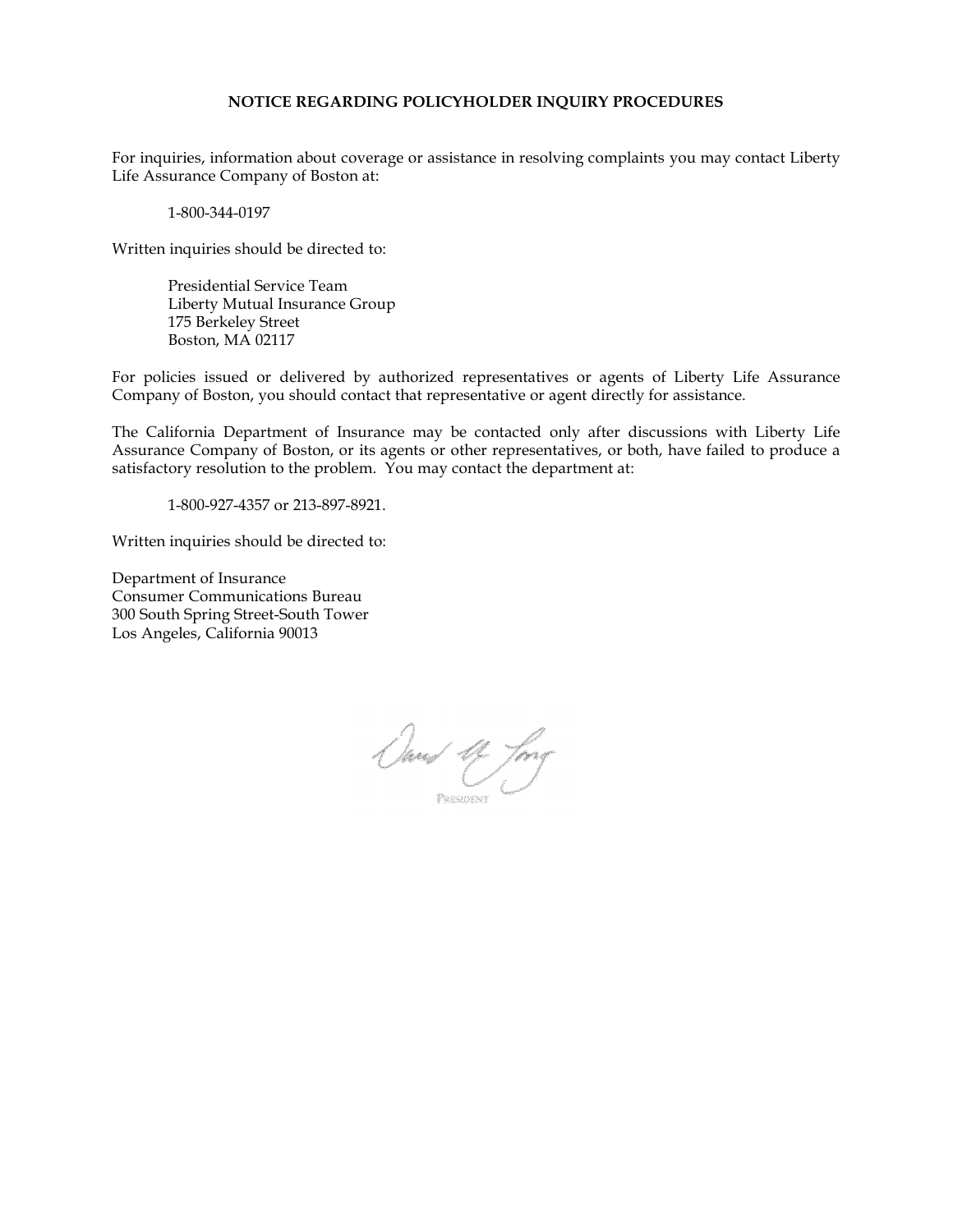**NOTICE REGARDING POLICYHOLDER INQUIRY PROCEDURES**

For inquiries, information about coverage or assistance in resolving complaints you may contact Liberty Life Assurance Company of Boston at:

1-800-344-0197

Written inquiries should be directed to:

Presidential Service Team
Liberty Mutual Insurance Group
175 Berkeley Street
Boston, MA 02117

For policies issued or delivered by authorized representatives or agents of Liberty Life Assurance Company of Boston, you should contact that representative or agent directly for assistance.

The California Department of Insurance may be contacted only after discussions with Liberty Life Assurance Company of Boston, or its agents or other representatives, or both, have failed to produce a satisfactory resolution to the problem. You may contact the department at:

1-800-927-4357 or 213-897-8921.

Written inquiries should be directed to:

Department of Insurance
Consumer Communications Bureau
300 South Spring Street-South Tower
Los Angeles, California 90013

President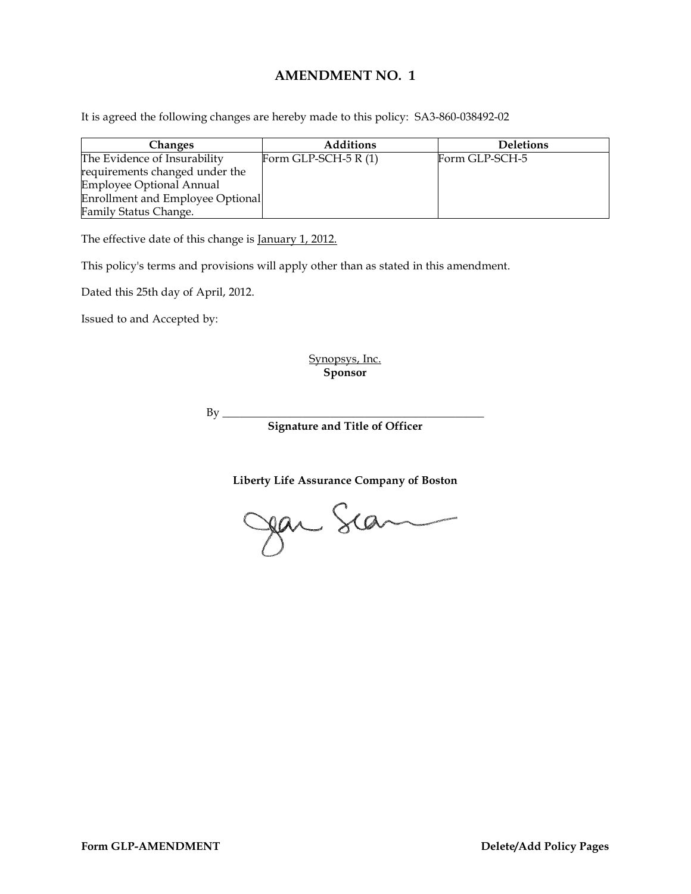# AMENDMENT NO. 1

It is agreed the following changes are hereby made to this policy: SA3-860-038492-02

| Changes | Additions | Deletions |
|---|---|---|
| The Evidence of Insurability requirements changed under the Employee Optional Annual Enrollment and Employee Optional Family Status Change. | Form GLP-SCH-5 R (1) | Form GLP-SCH-5 |

The effective date of this change is January 1, 2012.

This policy's terms and provisions will apply other than as stated in this amendment.

Dated this 25th day of April, 2012.

Issued to and Accepted by:

Synopsys, Inc.
**Sponsor**

By \_\_\_\_\_\_\_\_\_\_\_\_\_\_\_\_\_\_\_\_\_\_\_\_\_\_\_\_\_\_\_\_\_\_\_\_\_\_\_\_\_\_\_\_\_\_
**Signature and Title of Officer**

**Liberty Life Assurance Company of Boston**

**Form GLP-AMENDMENT** **Delete/Add Policy Pages**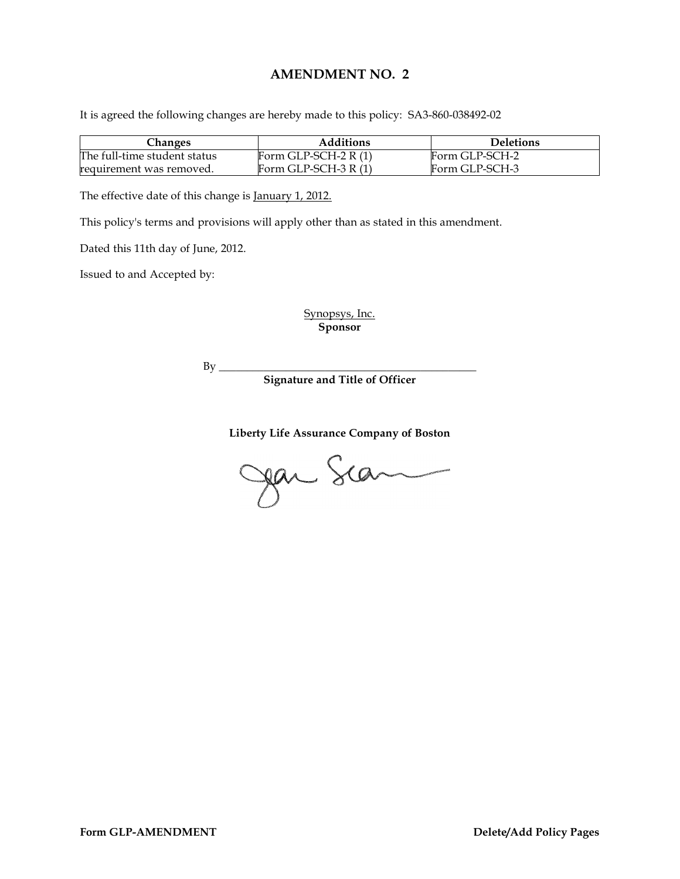# AMENDMENT NO. 2

It is agreed the following changes are hereby made to this policy: SA3-860-038492-02

| Changes | Additions | Deletions |
| --- | --- | --- |
| The full-time student status requirement was removed. | Form GLP-SCH-2 R (1)<br>Form GLP-SCH-3 R (1) | Form GLP-SCH-2<br>Form GLP-SCH-3 |

The effective date of this change is January 1, 2012.

This policy's terms and provisions will apply other than as stated in this amendment.

Dated this 11th day of June, 2012.

Issued to and Accepted by:

Synopsys, Inc.
**Sponsor**

By ______________________________________________
**Signature and Title of Officer**

**Liberty Life Assurance Company of Boston**

**Form GLP-AMENDMENT** **Delete/Add Policy Pages**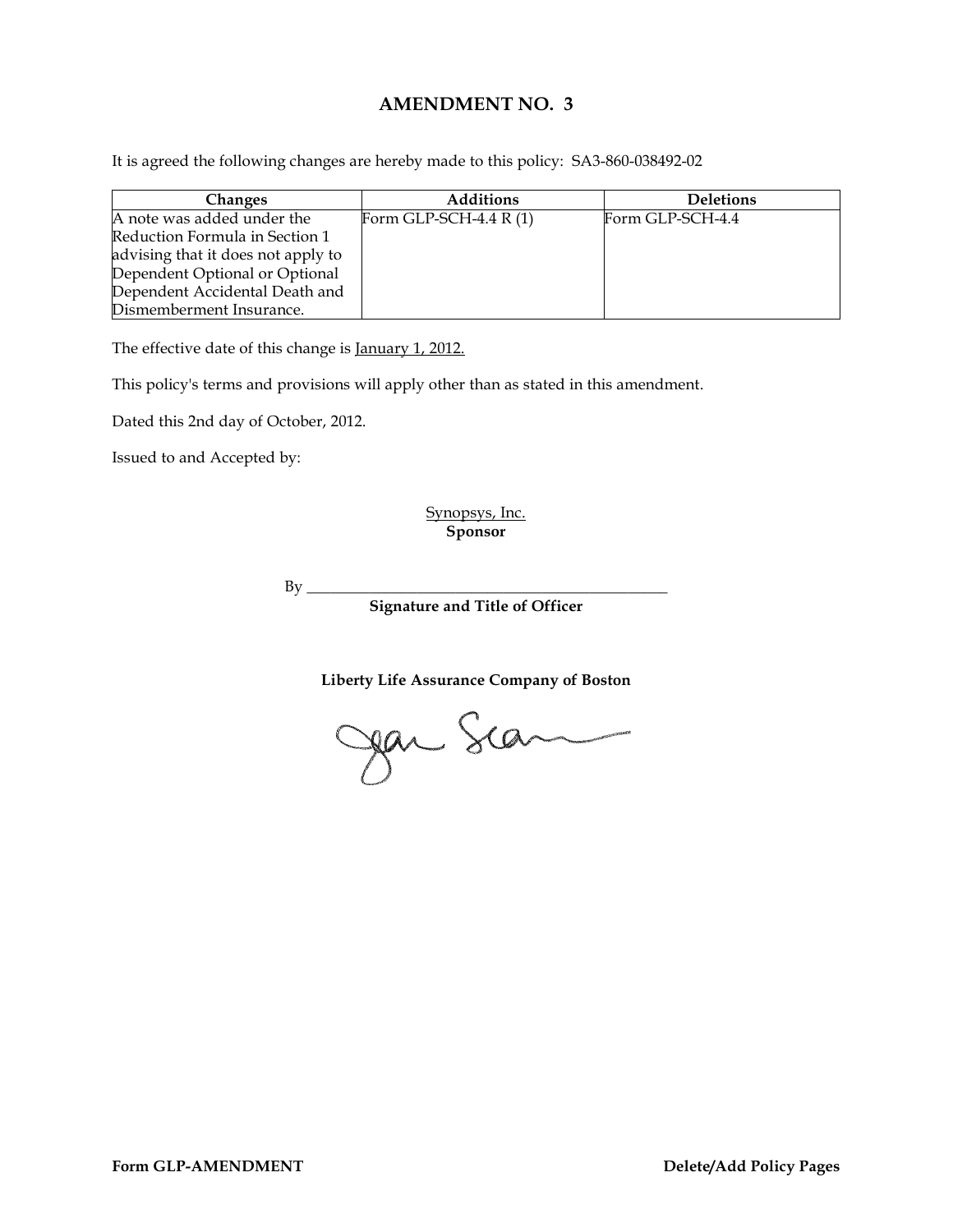# AMENDMENT NO. 3

It is agreed the following changes are hereby made to this policy: SA3-860-038492-02

| Changes | Additions | Deletions |
|---|---|---|
| A note was added under the Reduction Formula in Section 1 advising that it does not apply to Dependent Optional or Optional Dependent Accidental Death and Dismemberment Insurance. | Form GLP-SCH-4.4 R (1) | Form GLP-SCH-4.4 |

The effective date of this change is January 1, 2012.

This policy's terms and provisions will apply other than as stated in this amendment.

Dated this 2nd day of October, 2012.

Issued to and Accepted by:

Synopsys, Inc.
**Sponsor**

By ______________________________________________
**Signature and Title of Officer**

**Liberty Life Assurance Company of Boston**

**Form GLP-AMENDMENT** **Delete/Add Policy Pages**